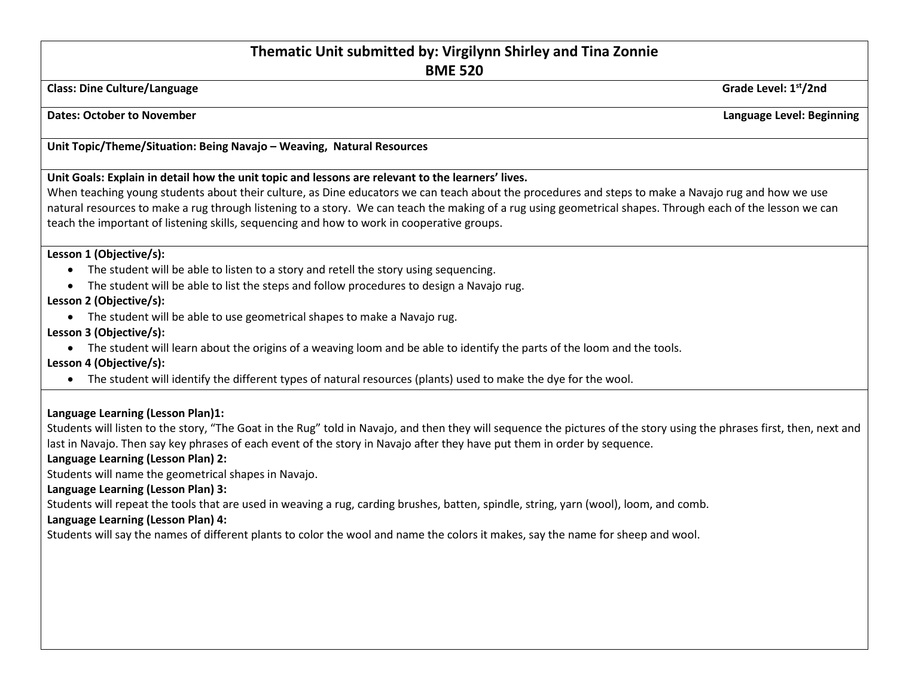# Thematic Unit submitted by: Virgilynn Shirley and Tina Zonnie
## BME 520

**Class: Dine Culture/Language** **Grade Level: 1st/2nd**

**Dates: October to November** **Language Level: Beginning**

**Unit Topic/Theme/Situation: Being Navajo – Weaving, Natural Resources**

**Unit Goals: Explain in detail how the unit topic and lessons are relevant to the learners' lives.**
When teaching young students about their culture, as Dine educators we can teach about the procedures and steps to make a Navajo rug and how we use natural resources to make a rug through listening to a story. We can teach the making of a rug using geometrical shapes. Through each of the lesson we can teach the important of listening skills, sequencing and how to work in cooperative groups.

**Lesson 1 (Objective/s):**

- The student will be able to listen to a story and retell the story using sequencing.
- The student will be able to list the steps and follow procedures to design a Navajo rug.

**Lesson 2 (Objective/s):**

- The student will be able to use geometrical shapes to make a Navajo rug.

**Lesson 3 (Objective/s):**

- The student will learn about the origins of a weaving loom and be able to identify the parts of the loom and the tools.

**Lesson 4 (Objective/s):**

- The student will identify the different types of natural resources (plants) used to make the dye for the wool.

**Language Learning (Lesson Plan)1:**
Students will listen to the story, "The Goat in the Rug" told in Navajo, and then they will sequence the pictures of the story using the phrases first, then, next and last in Navajo. Then say key phrases of each event of the story in Navajo after they have put them in order by sequence.

**Language Learning (Lesson Plan) 2:**
Students will name the geometrical shapes in Navajo.

**Language Learning (Lesson Plan) 3:**
Students will repeat the tools that are used in weaving a rug, carding brushes, batten, spindle, string, yarn (wool), loom, and comb.

**Language Learning (Lesson Plan) 4:**
Students will say the names of different plants to color the wool and name the colors it makes, say the name for sheep and wool.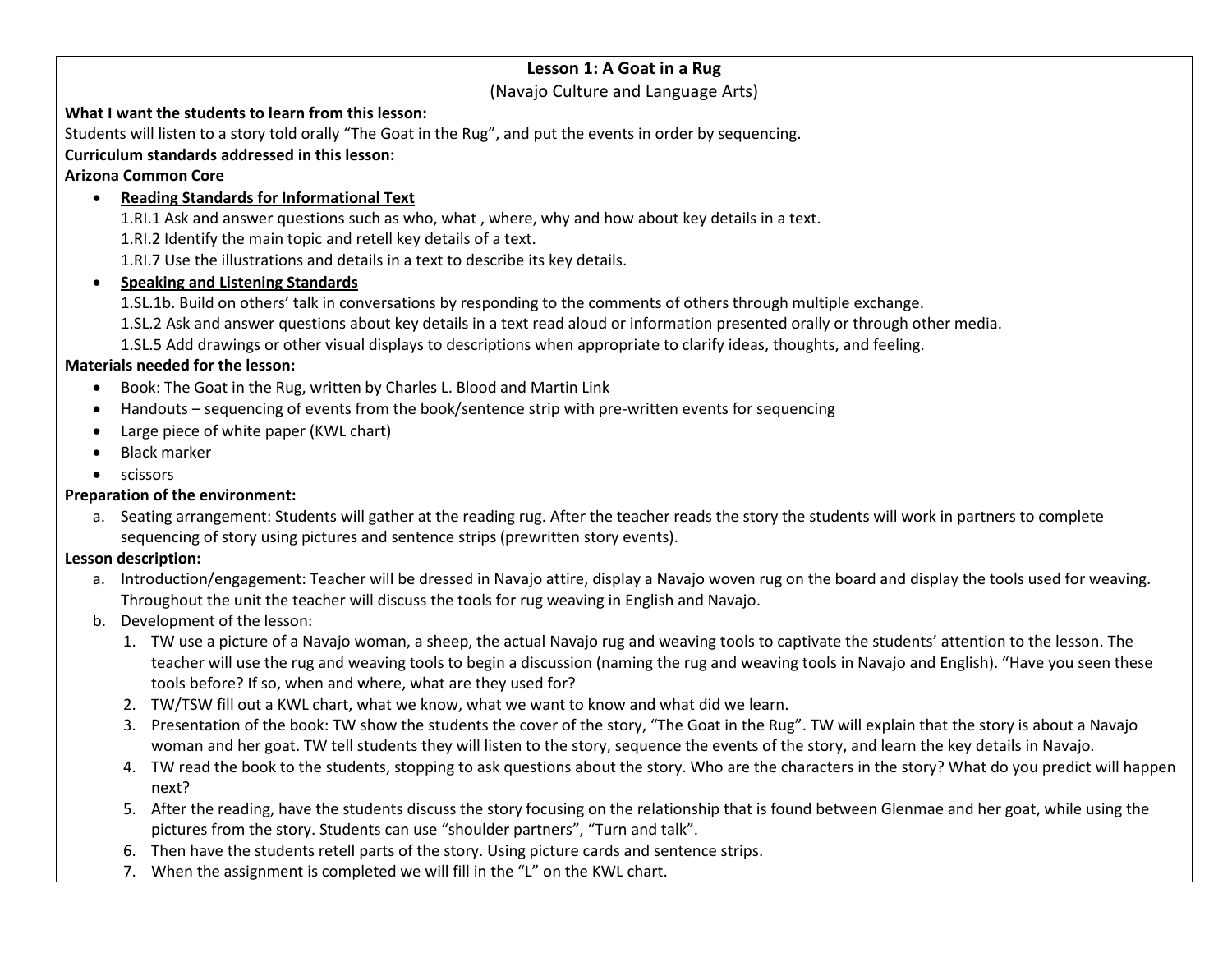# Lesson 1: A Goat in a Rug

(Navajo Culture and Language Arts)

**What I want the students to learn from this lesson:**

Students will listen to a story told orally "The Goat in the Rug", and put the events in order by sequencing.

**Curriculum standards addressed in this lesson:**

**Arizona Common Core**

- **Reading Standards for Informational Text**
  1.RI.1 Ask and answer questions such as who, what , where, why and how about key details in a text.
  1.RI.2 Identify the main topic and retell key details of a text.
  1.RI.7 Use the illustrations and details in a text to describe its key details.
- **Speaking and Listening Standards**
  1.SL.1b. Build on others' talk in conversations by responding to the comments of others through multiple exchange.
  1.SL.2 Ask and answer questions about key details in a text read aloud or information presented orally or through other media.
  1.SL.5 Add drawings or other visual displays to descriptions when appropriate to clarify ideas, thoughts, and feeling.

**Materials needed for the lesson:**

- Book: The Goat in the Rug, written by Charles L. Blood and Martin Link
- Handouts – sequencing of events from the book/sentence strip with pre-written events for sequencing
- Large piece of white paper (KWL chart)
- Black marker
- scissors

**Preparation of the environment:**

a. Seating arrangement: Students will gather at the reading rug. After the teacher reads the story the students will work in partners to complete sequencing of story using pictures and sentence strips (prewritten story events).

**Lesson description:**

a. Introduction/engagement: Teacher will be dressed in Navajo attire, display a Navajo woven rug on the board and display the tools used for weaving. Throughout the unit the teacher will discuss the tools for rug weaving in English and Navajo.
b. Development of the lesson:
   1. TW use a picture of a Navajo woman, a sheep, the actual Navajo rug and weaving tools to captivate the students' attention to the lesson. The teacher will use the rug and weaving tools to begin a discussion (naming the rug and weaving tools in Navajo and English). "Have you seen these tools before? If so, when and where, what are they used for?
   2. TW/TSW fill out a KWL chart, what we know, what we want to know and what did we learn.
   3. Presentation of the book: TW show the students the cover of the story, "The Goat in the Rug". TW will explain that the story is about a Navajo woman and her goat. TW tell students they will listen to the story, sequence the events of the story, and learn the key details in Navajo.
   4. TW read the book to the students, stopping to ask questions about the story. Who are the characters in the story? What do you predict will happen next?
   5. After the reading, have the students discuss the story focusing on the relationship that is found between Glenmae and her goat, while using the pictures from the story. Students can use "shoulder partners", "Turn and talk".
   6. Then have the students retell parts of the story. Using picture cards and sentence strips.
   7. When the assignment is completed we will fill in the "L" on the KWL chart.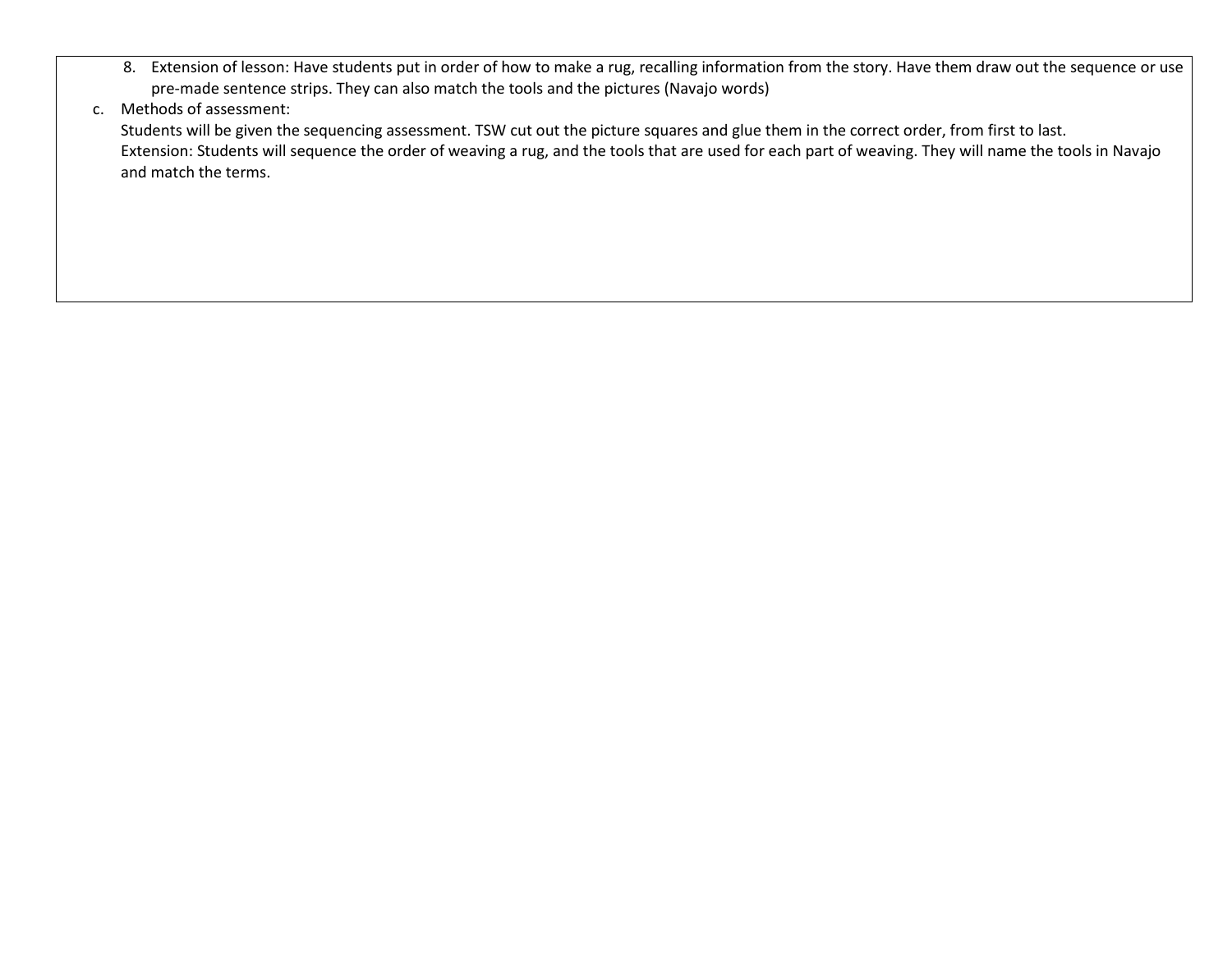8. Extension of lesson: Have students put in order of how to make a rug, recalling information from the story. Have them draw out the sequence or use pre-made sentence strips. They can also match the tools and the pictures (Navajo words)

c. Methods of assessment:
   Students will be given the sequencing assessment. TSW cut out the picture squares and glue them in the correct order, from first to last.
   Extension: Students will sequence the order of weaving a rug, and the tools that are used for each part of weaving. They will name the tools in Navajo and match the terms.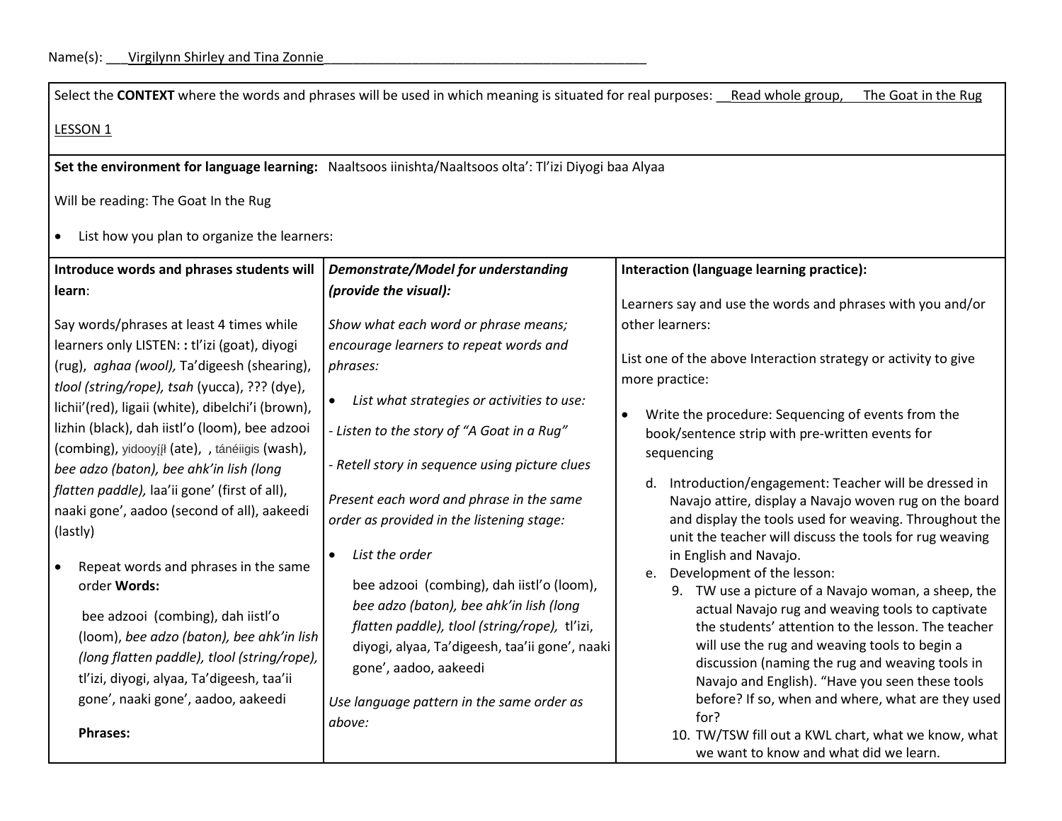Name(s): ___Virgilynn Shirley and Tina Zonnie___________________________________________

Select the **CONTEXT** where the words and phrases will be used in which meaning is situated for real purposes: __Read whole group, The Goat in the Rug

LESSON 1

**Set the environment for language learning:** Naaltsoos iinishta/Naaltsoos olta': Tl'izi Diyogi baa Alyaa

Will be reading: The Goat In the Rug

- List how you plan to organize the learners:

| **Introduce words and phrases students will learn**: | ***Demonstrate/Model for understanding (provide the visual):*** | **Interaction (language learning practice):** |
|---|---|---|
| Say words/phrases at least 4 times while learners only LISTEN: **:** tl'izi (goat), diyogi (rug), *aghaa (wool),* Ta'digeesh (shearing), *tlool (string/rope), tsah* (yucca), ??? (dye), lichii'(red), ligaii (white), dibelchi'i (brown), lizhin (black), dah iistl'o (loom), bee adzooi (combing), yidooyį́įł (ate), , tánéiigis (wash), *bee adzo (baton), bee ahk'in lish (long flatten paddle),* laa'ii gone' (first of all), naaki gone', aadoo (second of all), aakeedi (lastly)<br><br>• Repeat words and phrases in the same order **Words:**<br><br>bee adzooi (combing), dah iistl'o (loom), *bee adzo (baton), bee ahk'in lish (long flatten paddle), tlool (string/rope),* tl'izi, diyogi, alyaa, Ta'digeesh, taa'ii gone', naaki gone', aadoo, aakeedi<br><br>**Phrases:** | *Show what each word or phrase means; encourage learners to repeat words and phrases:*<br><br>• *List what strategies or activities to use:*<br><br>*- Listen to the story of "A Goat in a Rug"*<br><br>*- Retell story in sequence using picture clues*<br><br>*Present each word and phrase in the same order as provided in the listening stage:*<br><br>• *List the order*<br><br>bee adzooi (combing), dah iistl'o (loom), *bee adzo (baton), bee ahk'in lish (long flatten paddle), tlool (string/rope),* tl'izi, diyogi, alyaa, Ta'digeesh, taa'ii gone', naaki gone', aadoo, aakeedi<br><br>*Use language pattern in the same order as above:* | Learners say and use the words and phrases with you and/or other learners:<br><br>List one of the above Interaction strategy or activity to give more practice:<br><br>• Write the procedure: Sequencing of events from the book/sentence strip with pre-written events for sequencing<br><br>d. Introduction/engagement: Teacher will be dressed in Navajo attire, display a Navajo woven rug on the board and display the tools used for weaving. Throughout the unit the teacher will discuss the tools for rug weaving in English and Navajo.<br>e. Development of the lesson:<br>9. TW use a picture of a Navajo woman, a sheep, the actual Navajo rug and weaving tools to captivate the students' attention to the lesson. The teacher will use the rug and weaving tools to begin a discussion (naming the rug and weaving tools in Navajo and English). "Have you seen these tools before? If so, when and where, what are they used for?<br>10. TW/TSW fill out a KWL chart, what we know, what we want to know and what did we learn. |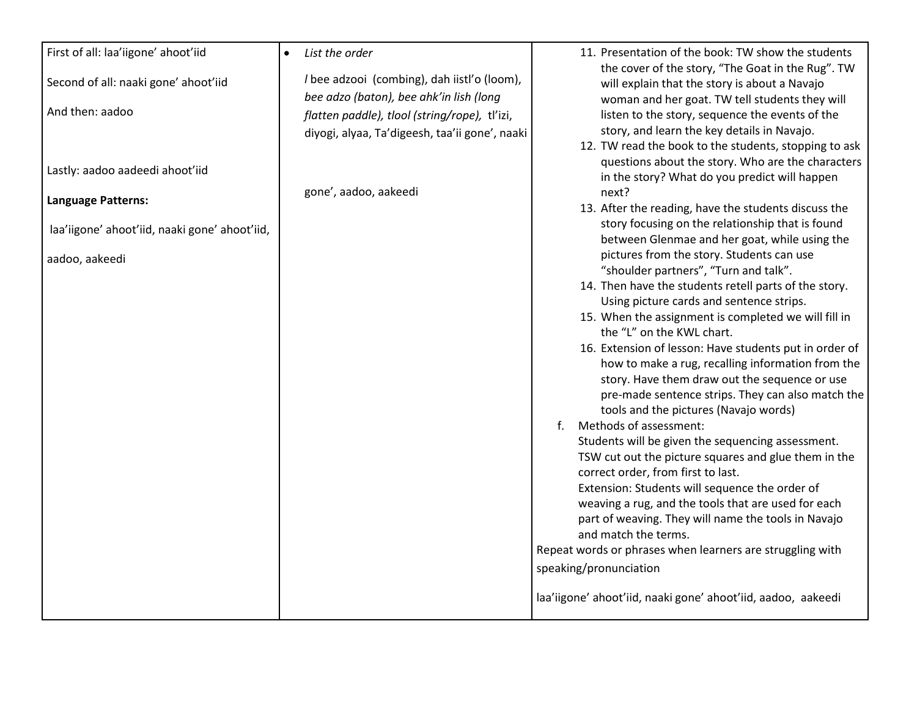| | | |
|---|---|---|
| First of all: laa'iigone' ahoot'iid<br><br>Second of all: naaki gone' ahoot'iid<br><br>And then: aadoo<br><br>Lastly: aadoo aadeedi ahoot'iid<br><br>**Language Patterns:**<br><br>laa'iigone' ahoot'iid, naaki gone' ahoot'iid,<br><br>aadoo, aakeedi | • *List the order*<br><br>*l* bee adzooi (combing), dah iistl'o (loom), *bee adzo (baton), bee ahk'in lish (long flatten paddle), tlool (string/rope),* tl'izi, diyogi, alyaa, Ta'digeesh, taa'ii gone', naaki<br><br>gone', aadoo, aakeedi | 11. Presentation of the book: TW show the students the cover of the story, "The Goat in the Rug". TW will explain that the story is about a Navajo woman and her goat. TW tell students they will listen to the story, sequence the events of the story, and learn the key details in Navajo.<br>12. TW read the book to the students, stopping to ask questions about the story. Who are the characters in the story? What do you predict will happen next?<br>13. After the reading, have the students discuss the story focusing on the relationship that is found between Glenmae and her goat, while using the pictures from the story. Students can use "shoulder partners", "Turn and talk".<br>14. Then have the students retell parts of the story. Using picture cards and sentence strips.<br>15. When the assignment is completed we will fill in the "L" on the KWL chart.<br>16. Extension of lesson: Have students put in order of how to make a rug, recalling information from the story. Have them draw out the sequence or use pre-made sentence strips. They can also match the tools and the pictures (Navajo words)<br><br>f. Methods of assessment:<br>Students will be given the sequencing assessment. TSW cut out the picture squares and glue them in the correct order, from first to last.<br>Extension: Students will sequence the order of weaving a rug, and the tools that are used for each part of weaving. They will name the tools in Navajo and match the terms.<br><br>Repeat words or phrases when learners are struggling with speaking/pronunciation<br><br>laa'iigone' ahoot'iid, naaki gone' ahoot'iid, aadoo, aakeedi |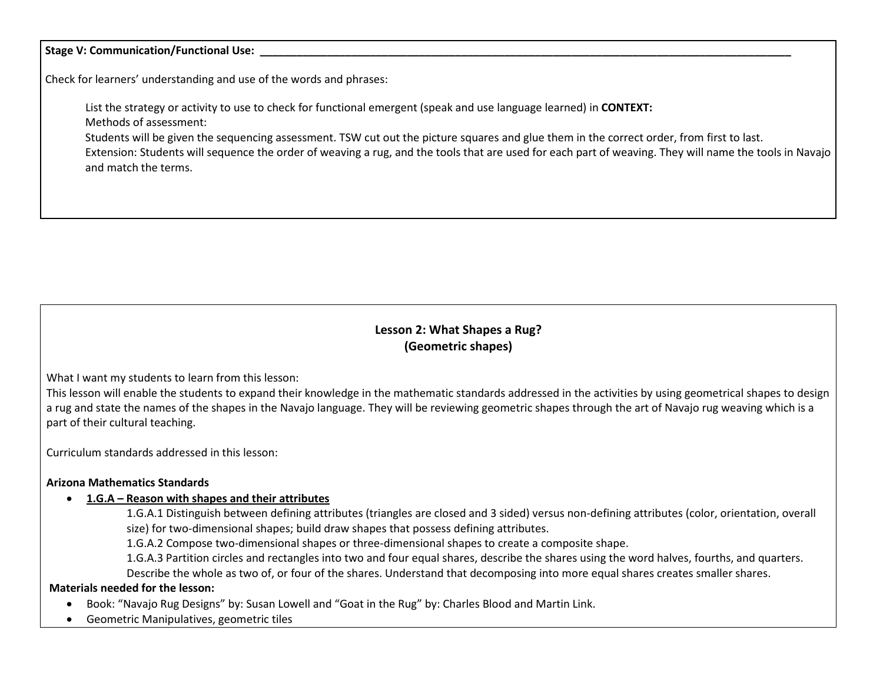**Stage V: Communication/Functional Use:** ________________________________________________________________________________________

Check for learners' understanding and use of the words and phrases:

List the strategy or activity to use to check for functional emergent (speak and use language learned) in **CONTEXT:**
Methods of assessment:
Students will be given the sequencing assessment. TSW cut out the picture squares and glue them in the correct order, from first to last.
Extension: Students will sequence the order of weaving a rug, and the tools that are used for each part of weaving. They will name the tools in Navajo and match the terms.

## Lesson 2: What Shapes a Rug?
## (Geometric shapes)

What I want my students to learn from this lesson:
This lesson will enable the students to expand their knowledge in the mathematic standards addressed in the activities by using geometrical shapes to design a rug and state the names of the shapes in the Navajo language. They will be reviewing geometric shapes through the art of Navajo rug weaving which is a part of their cultural teaching.

Curriculum standards addressed in this lesson:

**Arizona Mathematics Standards**

- **1.G.A – Reason with shapes and their attributes**
  - 1.G.A.1 Distinguish between defining attributes (triangles are closed and 3 sided) versus non-defining attributes (color, orientation, overall size) for two-dimensional shapes; build draw shapes that possess defining attributes.
  - 1.G.A.2 Compose two-dimensional shapes or three-dimensional shapes to create a composite shape.
  - 1.G.A.3 Partition circles and rectangles into two and four equal shares, describe the shares using the word halves, fourths, and quarters. Describe the whole as two of, or four of the shares. Understand that decomposing into more equal shares creates smaller shares.

**Materials needed for the lesson:**

- Book: "Navajo Rug Designs" by: Susan Lowell and "Goat in the Rug" by: Charles Blood and Martin Link.
- Geometric Manipulatives, geometric tiles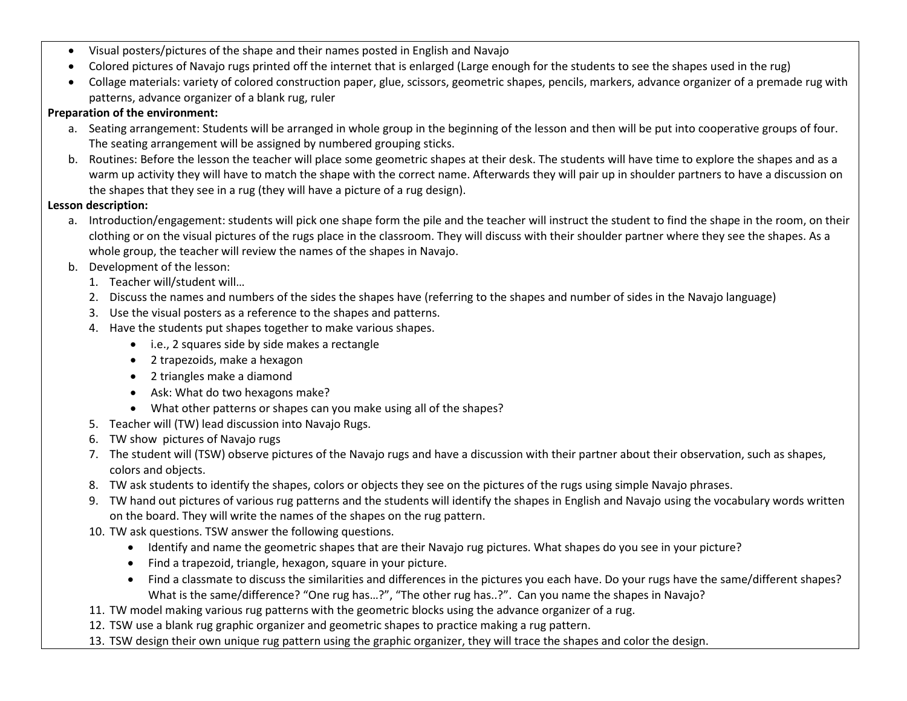- Visual posters/pictures of the shape and their names posted in English and Navajo
- Colored pictures of Navajo rugs printed off the internet that is enlarged (Large enough for the students to see the shapes used in the rug)
- Collage materials: variety of colored construction paper, glue, scissors, geometric shapes, pencils, markers, advance organizer of a premade rug with patterns, advance organizer of a blank rug, ruler

**Preparation of the environment:**

a. Seating arrangement: Students will be arranged in whole group in the beginning of the lesson and then will be put into cooperative groups of four. The seating arrangement will be assigned by numbered grouping sticks.

b. Routines: Before the lesson the teacher will place some geometric shapes at their desk. The students will have time to explore the shapes and as a warm up activity they will have to match the shape with the correct name. Afterwards they will pair up in shoulder partners to have a discussion on the shapes that they see in a rug (they will have a picture of a rug design).

**Lesson description:**

a. Introduction/engagement: students will pick one shape form the pile and the teacher will instruct the student to find the shape in the room, on their clothing or on the visual pictures of the rugs place in the classroom. They will discuss with their shoulder partner where they see the shapes. As a whole group, the teacher will review the names of the shapes in Navajo.

b. Development of the lesson:

1. Teacher will/student will…
2. Discuss the names and numbers of the sides the shapes have (referring to the shapes and number of sides in the Navajo language)
3. Use the visual posters as a reference to the shapes and patterns.
4. Have the students put shapes together to make various shapes.
   - i.e., 2 squares side by side makes a rectangle
   - 2 trapezoids, make a hexagon
   - 2 triangles make a diamond
   - Ask: What do two hexagons make?
   - What other patterns or shapes can you make using all of the shapes?
5. Teacher will (TW) lead discussion into Navajo Rugs.
6. TW show pictures of Navajo rugs
7. The student will (TSW) observe pictures of the Navajo rugs and have a discussion with their partner about their observation, such as shapes, colors and objects.
8. TW ask students to identify the shapes, colors or objects they see on the pictures of the rugs using simple Navajo phrases.
9. TW hand out pictures of various rug patterns and the students will identify the shapes in English and Navajo using the vocabulary words written on the board. They will write the names of the shapes on the rug pattern.
10. TW ask questions. TSW answer the following questions.
    - Identify and name the geometric shapes that are their Navajo rug pictures. What shapes do you see in your picture?
    - Find a trapezoid, triangle, hexagon, square in your picture.
    - Find a classmate to discuss the similarities and differences in the pictures you each have. Do your rugs have the same/different shapes? What is the same/difference? "One rug has…?", "The other rug has..?". Can you name the shapes in Navajo?
11. TW model making various rug patterns with the geometric blocks using the advance organizer of a rug.
12. TSW use a blank rug graphic organizer and geometric shapes to practice making a rug pattern.
13. TSW design their own unique rug pattern using the graphic organizer, they will trace the shapes and color the design.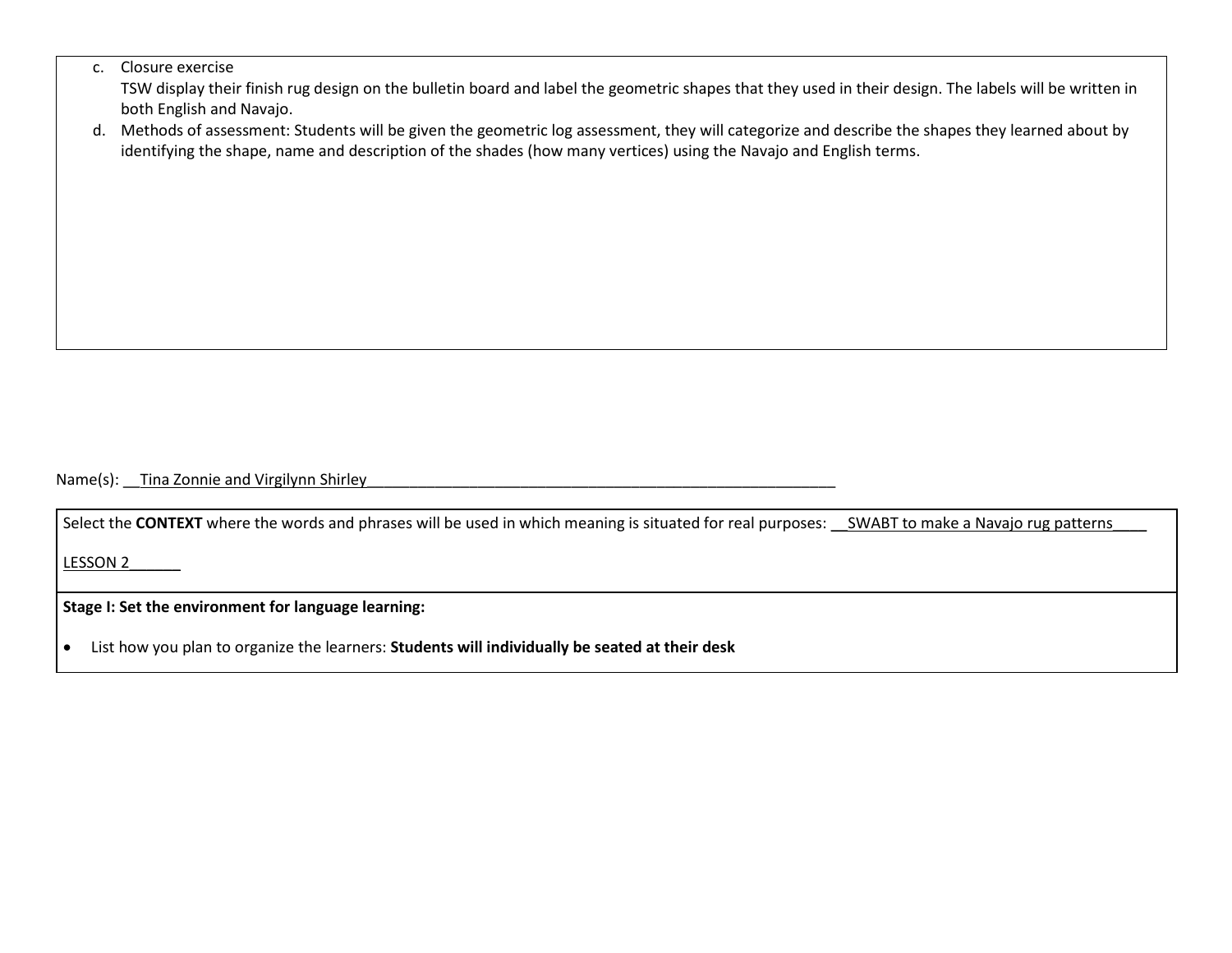c. Closure exercise
   TSW display their finish rug design on the bulletin board and label the geometric shapes that they used in their design. The labels will be written in both English and Navajo.

d. Methods of assessment: Students will be given the geometric log assessment, they will categorize and describe the shapes they learned about by identifying the shape, name and description of the shades (how many vertices) using the Navajo and English terms.

Name(s): __Tina Zonnie and Virgilynn Shirley__________________________________________________________

Select the **CONTEXT** where the words and phrases will be used in which meaning is situated for real purposes: __SWABT to make a Navajo rug patterns____

LESSON 2______

**Stage I: Set the environment for language learning:**

- List how you plan to organize the learners: **Students will individually be seated at their desk**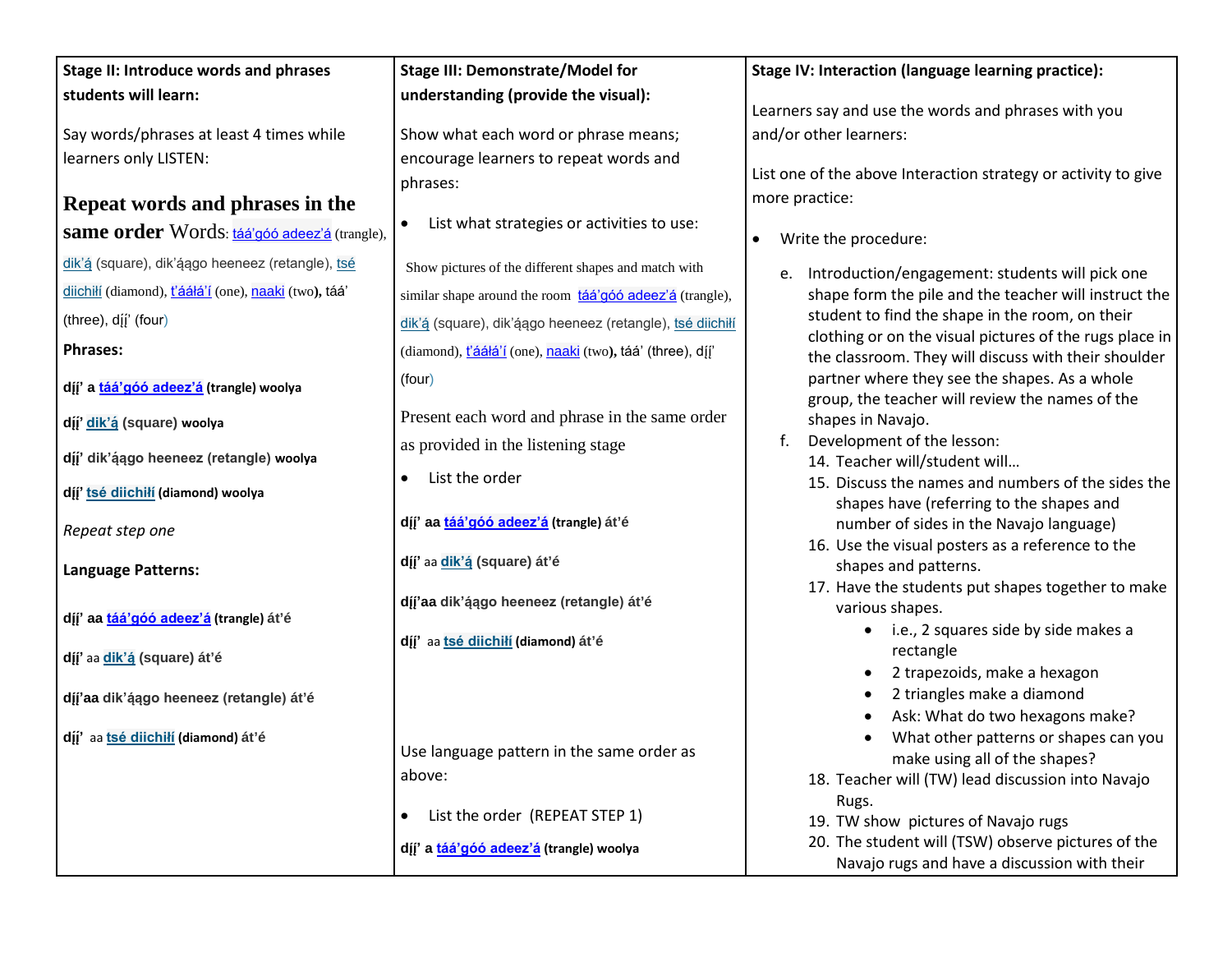| Stage II: Introduce words and phrases students will learn: | Stage III: Demonstrate/Model for understanding (provide the visual): | Stage IV: Interaction (language learning practice): |
|---|---|---|
| Say words/phrases at least 4 times while learners only LISTEN:<br><br>**Repeat words and phrases in the same order** Words: táá'góó adeez'á (trangle), dik'ą́ (square), dik'ą́ągo heeneez (retangle), tsé diichiłí (diamond), t'ááłá'í (one), naaki (two), táá' (three), dį́į' (four)<br><br>**Phrases:**<br><br>**dį́į' a táá'góó adeez'á (trangle) woolya**<br><br>**dį́į' dik'ą́ (square) woolya**<br><br>**dį́į' dik'ą́ągo heeneez (retangle) woolya**<br><br>**dį́į' tsé diichiłí (diamond) woolya**<br><br>*Repeat step one*<br><br>**Language Patterns:**<br><br>**dį́į' aa táá'góó adeez'á (trangle) át'é**<br><br>**dį́į' aa dik'ą́ (square) át'é**<br><br>**dį́į'aa dik'ą́ągo heeneez (retangle) át'é**<br><br>**dį́į' aa tsé diichiłí (diamond) át'é** | Show what each word or phrase means; encourage learners to repeat words and phrases:<br><br>• List what strategies or activities to use:<br><br>Show pictures of the different shapes and match with similar shape around the room táá'góó adeez'á (trangle), dik'ą́ (square), dik'ą́ągo heeneez (retangle), tsé diichiłí (diamond), t'ááłá'í (one), naaki (two), táá' (three), dį́į' (four)<br><br>Present each word and phrase in the same order as provided in the listening stage<br><br>• List the order<br><br>**dį́į' aa táá'góó adeez'á (trangle) át'é**<br><br>**dį́į' aa dik'ą́ (square) át'é**<br><br>**dį́į'aa dik'ą́ągo heeneez (retangle) át'é**<br><br>**dį́į' aa tsé diichiłí (diamond) át'é**<br><br>Use language pattern in the same order as above:<br><br>• List the order (REPEAT STEP 1)<br><br>**dį́į' a táá'góó adeez'á (trangle) woolya** | Learners say and use the words and phrases with you and/or other learners:<br><br>List one of the above Interaction strategy or activity to give more practice:<br><br>• Write the procedure:<br><br>e. Introduction/engagement: students will pick one shape form the pile and the teacher will instruct the student to find the shape in the room, on their clothing or on the visual pictures of the rugs place in the classroom. They will discuss with their shoulder partner where they see the shapes. As a whole group, the teacher will review the names of the shapes in Navajo.<br>f. Development of the lesson:<br>14. Teacher will/student will…<br>15. Discuss the names and numbers of the sides the shapes have (referring to the shapes and number of sides in the Navajo language)<br>16. Use the visual posters as a reference to the shapes and patterns.<br>17. Have the students put shapes together to make various shapes.<br>• i.e., 2 squares side by side makes a rectangle<br>• 2 trapezoids, make a hexagon<br>• 2 triangles make a diamond<br>• Ask: What do two hexagons make?<br>• What other patterns or shapes can you make using all of the shapes?<br>18. Teacher will (TW) lead discussion into Navajo Rugs.<br>19. TW show pictures of Navajo rugs<br>20. The student will (TSW) observe pictures of the Navajo rugs and have a discussion with their |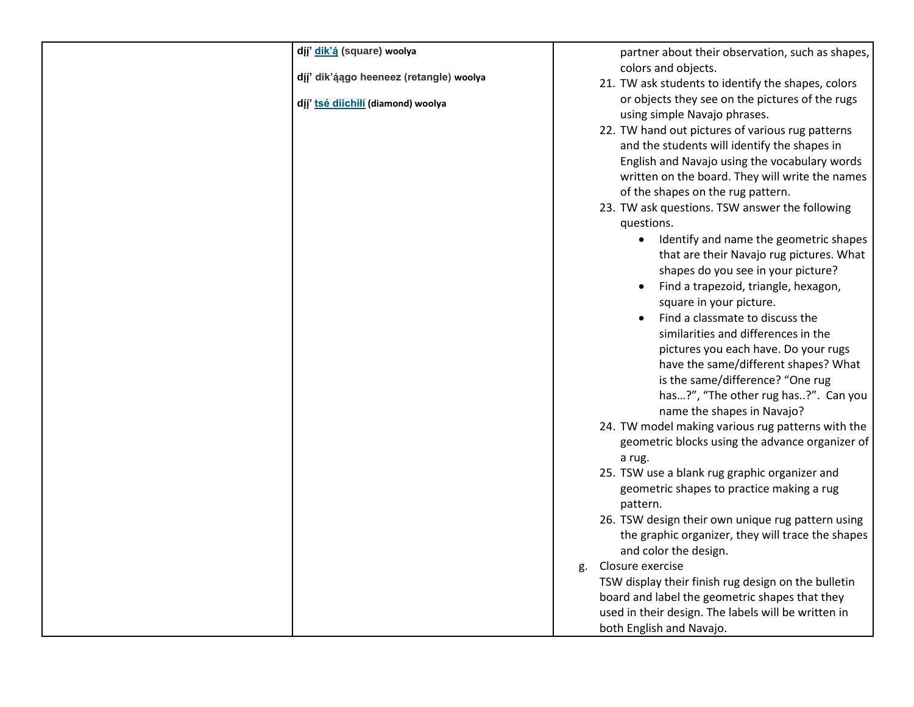| | | |
|---|---|---|
| | **dį́į’ dik’ą́ (square) woolya**<br><br>**dį́į’ dik’ą́ągo heeneez (retangle) woolya**<br><br>**dį́į’ tsé diichiłí (diamond) woolya** | partner about their observation, such as shapes, colors and objects.<br>21. TW ask students to identify the shapes, colors or objects they see on the pictures of the rugs using simple Navajo phrases.<br>22. TW hand out pictures of various rug patterns and the students will identify the shapes in English and Navajo using the vocabulary words written on the board. They will write the names of the shapes on the rug pattern.<br>23. TW ask questions. TSW answer the following questions.<br>• Identify and name the geometric shapes that are their Navajo rug pictures. What shapes do you see in your picture?<br>• Find a trapezoid, triangle, hexagon, square in your picture.<br>• Find a classmate to discuss the similarities and differences in the pictures you each have. Do your rugs have the same/different shapes? What is the same/difference? "One rug has…?", "The other rug has..?". Can you name the shapes in Navajo?<br>24. TW model making various rug patterns with the geometric blocks using the advance organizer of a rug.<br>25. TSW use a blank rug graphic organizer and geometric shapes to practice making a rug pattern.<br>26. TSW design their own unique rug pattern using the graphic organizer, they will trace the shapes and color the design.<br>g. Closure exercise<br>TSW display their finish rug design on the bulletin board and label the geometric shapes that they used in their design. The labels will be written in both English and Navajo. |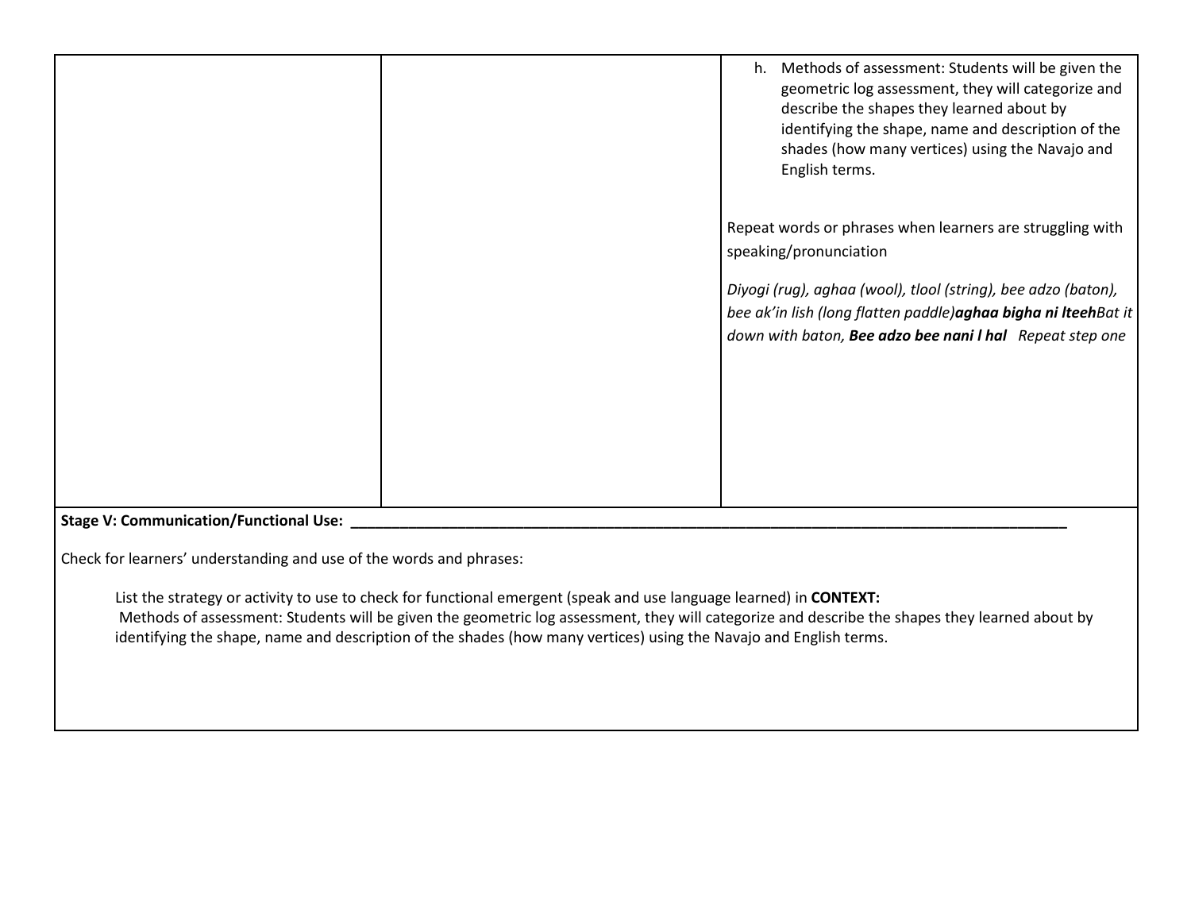| | | |
|---|---|---|
| | | h. Methods of assessment: Students will be given the geometric log assessment, they will categorize and describe the shapes they learned about by identifying the shape, name and description of the shades (how many vertices) using the Navajo and English terms.<br><br>Repeat words or phrases when learners are struggling with speaking/pronunciation<br><br>*Diyogi (rug), aghaa (wool), tlool (string), bee adzo (baton), bee ak'in lish (long flatten paddle)**aghaa bigha ni lteeh**Bat it down with baton, **Bee adzo bee nani l hal** Repeat step one* |

**Stage V: Communication/Functional Use: ______________________________________________________________________________________________**

Check for learners' understanding and use of the words and phrases:

List the strategy or activity to use to check for functional emergent (speak and use language learned) in **CONTEXT:**
Methods of assessment: Students will be given the geometric log assessment, they will categorize and describe the shapes they learned about by identifying the shape, name and description of the shades (how many vertices) using the Navajo and English terms.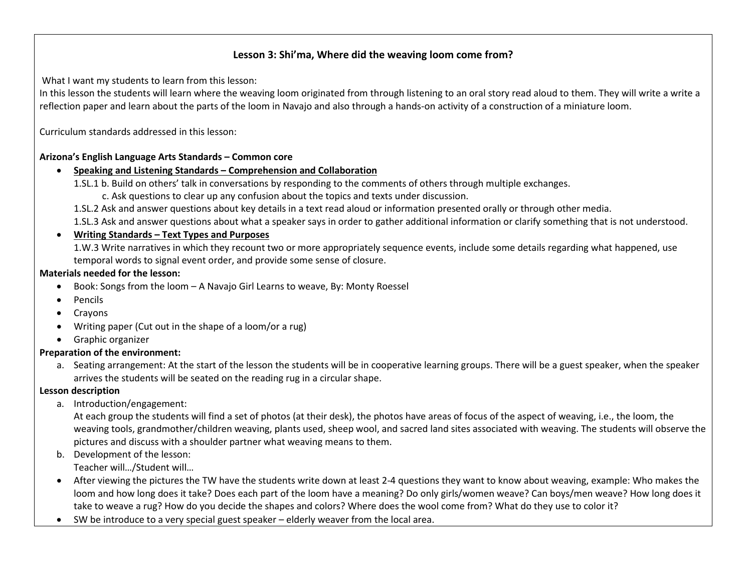**Lesson 3: Shi'ma, Where did the weaving loom come from?**

What I want my students to learn from this lesson:
In this lesson the students will learn where the weaving loom originated from through listening to an oral story read aloud to them. They will write a write a reflection paper and learn about the parts of the loom in Navajo and also through a hands-on activity of a construction of a miniature loom.

Curriculum standards addressed in this lesson:

**Arizona's English Language Arts Standards – Common core**

- **Speaking and Listening Standards – Comprehension and Collaboration**
  1.SL.1 b. Build on others' talk in conversations by responding to the comments of others through multiple exchanges.
  c. Ask questions to clear up any confusion about the topics and texts under discussion.
  1.SL.2 Ask and answer questions about key details in a text read aloud or information presented orally or through other media.
  1.SL.3 Ask and answer questions about what a speaker says in order to gather additional information or clarify something that is not understood.
- **Writing Standards – Text Types and Purposes**
  1.W.3 Write narratives in which they recount two or more appropriately sequence events, include some details regarding what happened, use temporal words to signal event order, and provide some sense of closure.

**Materials needed for the lesson:**

- Book: Songs from the loom – A Navajo Girl Learns to weave, By: Monty Roessel
- Pencils
- Crayons
- Writing paper (Cut out in the shape of a loom/or a rug)
- Graphic organizer

**Preparation of the environment:**

a. Seating arrangement: At the start of the lesson the students will be in cooperative learning groups. There will be a guest speaker, when the speaker arrives the students will be seated on the reading rug in a circular shape.

**Lesson description**

a. Introduction/engagement:
At each group the students will find a set of photos (at their desk), the photos have areas of focus of the aspect of weaving, i.e., the loom, the weaving tools, grandmother/children weaving, plants used, sheep wool, and sacred land sites associated with weaving. The students will observe the pictures and discuss with a shoulder partner what weaving means to them.

b. Development of the lesson:
Teacher will…/Student will…

- After viewing the pictures the TW have the students write down at least 2-4 questions they want to know about weaving, example: Who makes the loom and how long does it take? Does each part of the loom have a meaning? Do only girls/women weave? Can boys/men weave? How long does it take to weave a rug? How do you decide the shapes and colors? Where does the wool come from? What do they use to color it?
- SW be introduce to a very special guest speaker – elderly weaver from the local area.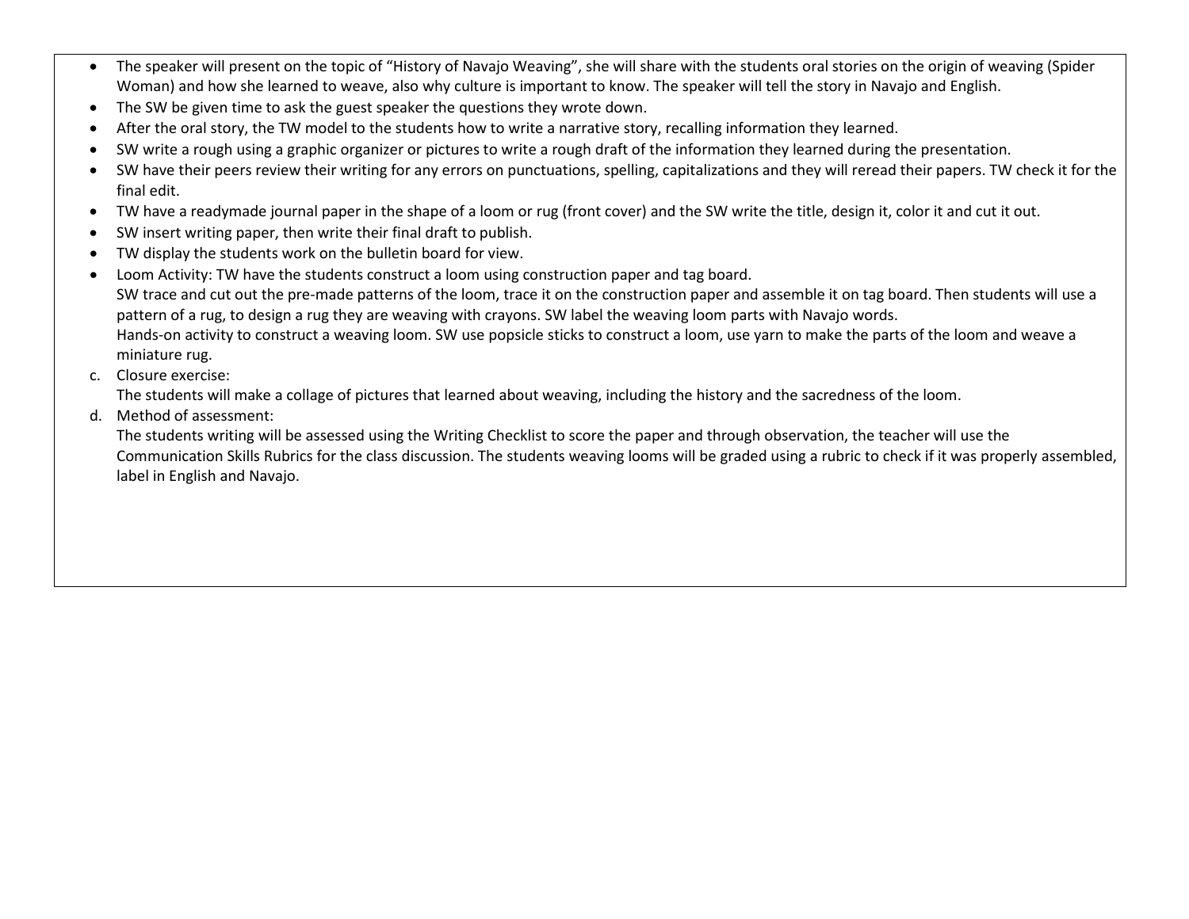- The speaker will present on the topic of "History of Navajo Weaving", she will share with the students oral stories on the origin of weaving (Spider Woman) and how she learned to weave, also why culture is important to know. The speaker will tell the story in Navajo and English.
- The SW be given time to ask the guest speaker the questions they wrote down.
- After the oral story, the TW model to the students how to write a narrative story, recalling information they learned.
- SW write a rough using a graphic organizer or pictures to write a rough draft of the information they learned during the presentation.
- SW have their peers review their writing for any errors on punctuations, spelling, capitalizations and they will reread their papers. TW check it for the final edit.
- TW have a readymade journal paper in the shape of a loom or rug (front cover) and the SW write the title, design it, color it and cut it out.
- SW insert writing paper, then write their final draft to publish.
- TW display the students work on the bulletin board for view.
- Loom Activity: TW have the students construct a loom using construction paper and tag board.
  SW trace and cut out the pre-made patterns of the loom, trace it on the construction paper and assemble it on tag board. Then students will use a pattern of a rug, to design a rug they are weaving with crayons. SW label the weaving loom parts with Navajo words.
  Hands-on activity to construct a weaving loom. SW use popsicle sticks to construct a loom, use yarn to make the parts of the loom and weave a miniature rug.

c. Closure exercise:
   The students will make a collage of pictures that learned about weaving, including the history and the sacredness of the loom.

d. Method of assessment:
   The students writing will be assessed using the Writing Checklist to score the paper and through observation, the teacher will use the Communication Skills Rubrics for the class discussion. The students weaving looms will be graded using a rubric to check if it was properly assembled, label in English and Navajo.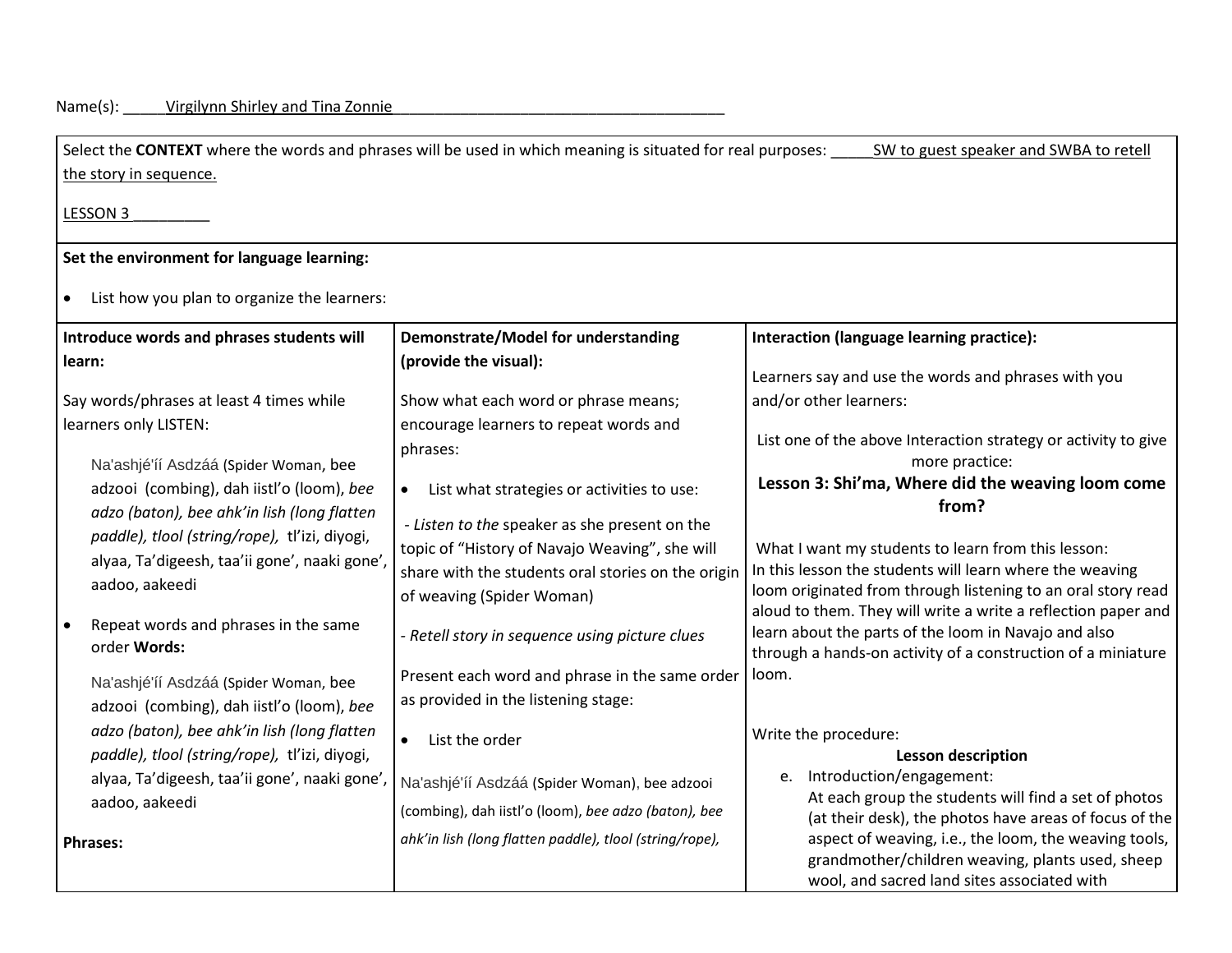Name(s): _____Virgilynn Shirley and Tina Zonnie________________________________________

Select the **CONTEXT** where the words and phrases will be used in which meaning is situated for real purposes: _____SW to guest speaker and SWBA to retell the story in sequence.

LESSON 3 _________

**Set the environment for language learning:**

- List how you plan to organize the learners:

| **Introduce words and phrases students will learn:** | **Demonstrate/Model for understanding (provide the visual):** | **Interaction (language learning practice):** |
|---|---|---|
| Say words/phrases at least 4 times while learners only LISTEN:<br><br>Na'ashjé'íí Asdzáá (Spider Woman, bee adzooi (combing), dah iistl'o (loom), *bee adzo (baton), bee ahk'in lish (long flatten paddle), tlool (string/rope),* tl'izi, diyogi, alyaa, Ta'digeesh, taa'ii gone', naaki gone', aadoo, aakeedi<br><br>- Repeat words and phrases in the same order **Words:**<br><br>Na'ashjé'íí Asdzáá (Spider Woman, bee adzooi (combing), dah iistl'o (loom), *bee adzo (baton), bee ahk'in lish (long flatten paddle), tlool (string/rope),* tl'izi, diyogi, alyaa, Ta'digeesh, taa'ii gone', naaki gone', aadoo, aakeedi<br><br>**Phrases:** | Show what each word or phrase means; encourage learners to repeat words and phrases:<br><br>- List what strategies or activities to use:<br><br>- *Listen to the* speaker as she present on the topic of "History of Navajo Weaving", she will share with the students oral stories on the origin of weaving (Spider Woman)<br><br>- *Retell story in sequence using picture clues*<br><br>Present each word and phrase in the same order as provided in the listening stage:<br><br>- List the order<br><br>Na'ashjé'íí Asdzáá (Spider Woman), bee adzooi (combing), dah iistl'o (loom), *bee adzo (baton), bee ahk'in lish (long flatten paddle), tlool (string/rope),* | Learners say and use the words and phrases with you and/or other learners:<br><br>List one of the above Interaction strategy or activity to give more practice:<br><br>**Lesson 3: Shi'ma, Where did the weaving loom come from?**<br><br>What I want my students to learn from this lesson:<br>In this lesson the students will learn where the weaving loom originated from through listening to an oral story read aloud to them. They will write a write a reflection paper and learn about the parts of the loom in Navajo and also through a hands-on activity of a construction of a miniature loom.<br><br>Write the procedure:<br>**Lesson description**<br>e. Introduction/engagement:<br>At each group the students will find a set of photos (at their desk), the photos have areas of focus of the aspect of weaving, i.e., the loom, the weaving tools, grandmother/children weaving, plants used, sheep wool, and sacred land sites associated with |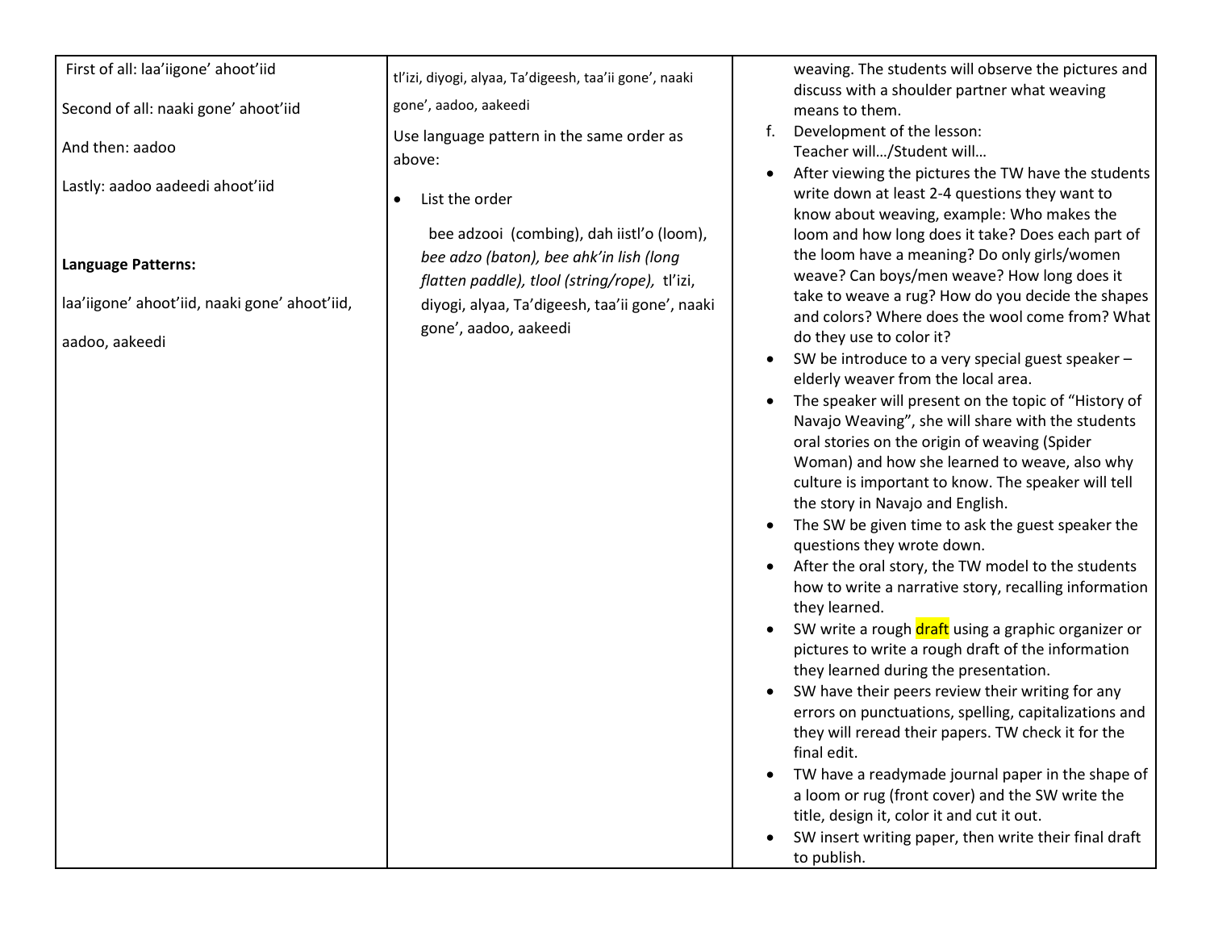| | | |
|---|---|---|
| First of all: laa'iigone' ahoot'iid<br><br>Second of all: naaki gone' ahoot'iid<br><br>And then: aadoo<br><br>Lastly: aadoo aadeedi ahoot'iid<br><br><br>**Language Patterns:**<br><br>laa'iigone' ahoot'iid, naaki gone' ahoot'iid,<br><br>aadoo, aakeedi | tl'izi, diyogi, alyaa, Ta'digeesh, taa'ii gone', naaki gone', aadoo, aakeedi<br><br>Use language pattern in the same order as above:<br><br>- List the order<br><br>bee adzooi (combing), dah iistl'o (loom), *bee adzo (baton), bee ahk'in lish (long flatten paddle), tlool (string/rope),* tl'izi, diyogi, alyaa, Ta'digeesh, taa'ii gone', naaki gone', aadoo, aakeedi | weaving. The students will observe the pictures and discuss with a shoulder partner what weaving means to them.<br><br>f. Development of the lesson:<br>Teacher will…/Student will…<br><br>- After viewing the pictures the TW have the students write down at least 2-4 questions they want to know about weaving, example: Who makes the loom and how long does it take? Does each part of the loom have a meaning? Do only girls/women weave? Can boys/men weave? How long does it take to weave a rug? How do you decide the shapes and colors? Where does the wool come from? What do they use to color it?<br>- SW be introduce to a very special guest speaker – elderly weaver from the local area.<br>- The speaker will present on the topic of "History of Navajo Weaving", she will share with the students oral stories on the origin of weaving (Spider Woman) and how she learned to weave, also why culture is important to know. The speaker will tell the story in Navajo and English.<br>- The SW be given time to ask the guest speaker the questions they wrote down.<br>- After the oral story, the TW model to the students how to write a narrative story, recalling information they learned.<br>- SW write a rough draft using a graphic organizer or pictures to write a rough draft of the information they learned during the presentation.<br>- SW have their peers review their writing for any errors on punctuations, spelling, capitalizations and they will reread their papers. TW check it for the final edit.<br>- TW have a readymade journal paper in the shape of a loom or rug (front cover) and the SW write the title, design it, color it and cut it out.<br>- SW insert writing paper, then write their final draft to publish. |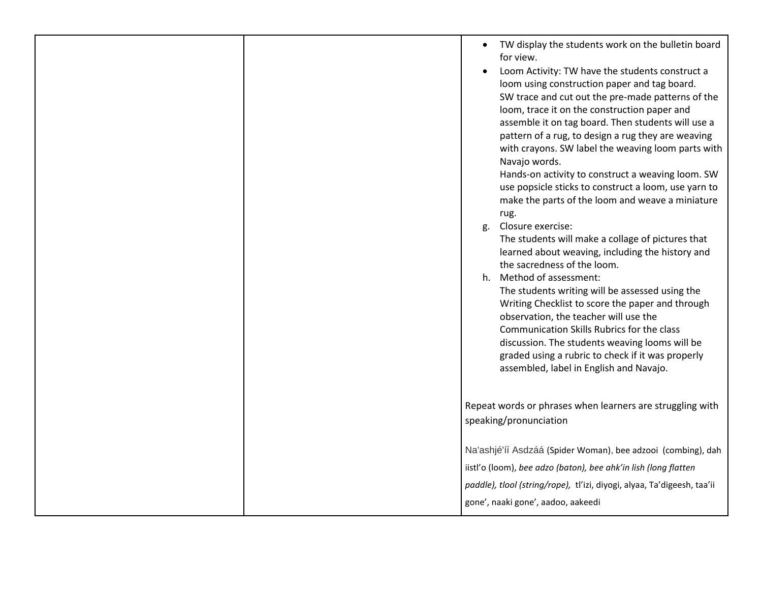| | | • TW display the students work on the bulletin board for view.<br>• Loom Activity: TW have the students construct a loom using construction paper and tag board. SW trace and cut out the pre-made patterns of the loom, trace it on the construction paper and assemble it on tag board. Then students will use a pattern of a rug, to design a rug they are weaving with crayons. SW label the weaving loom parts with Navajo words. Hands-on activity to construct a weaving loom. SW use popsicle sticks to construct a loom, use yarn to make the parts of the loom and weave a miniature rug.<br>g. Closure exercise: The students will make a collage of pictures that learned about weaving, including the history and the sacredness of the loom.<br>h. Method of assessment: The students writing will be assessed using the Writing Checklist to score the paper and through observation, the teacher will use the Communication Skills Rubrics for the class discussion. The students weaving looms will be graded using a rubric to check if it was properly assembled, label in English and Navajo.<br><br>Repeat words or phrases when learners are struggling with speaking/pronunciation<br><br>Na'ashjé'íí Asdzáá (Spider Woman), bee adzooi (combing), dah iistl'o (loom), *bee adzo (baton), bee ahk'in lish (long flatten paddle), tlool (string/rope),* tl'izi, diyogi, alyaa, Ta'digeesh, taa'ii gone', naaki gone', aadoo, aakeedi |
|---|---|---|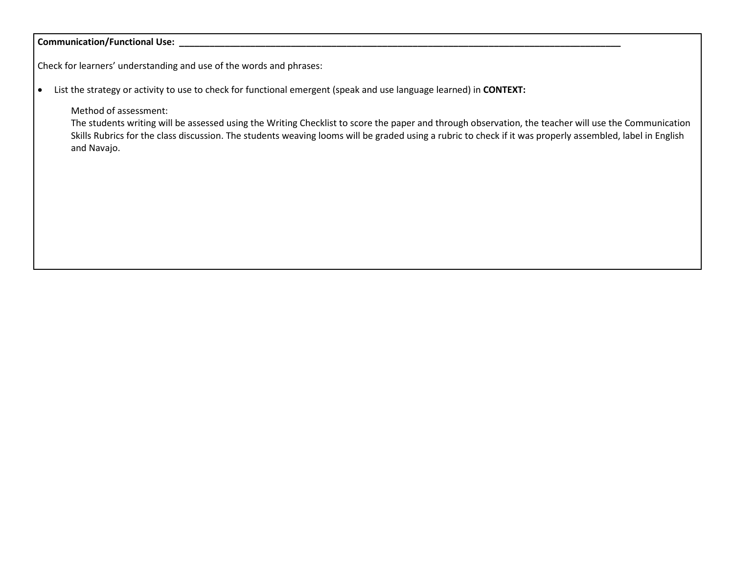**Communication/Functional Use:** ________________________________________________________________________________________________

Check for learners' understanding and use of the words and phrases:

- List the strategy or activity to use to check for functional emergent (speak and use language learned) in **CONTEXT:**

  Method of assessment:
  The students writing will be assessed using the Writing Checklist to score the paper and through observation, the teacher will use the Communication Skills Rubrics for the class discussion. The students weaving looms will be graded using a rubric to check if it was properly assembled, label in English and Navajo.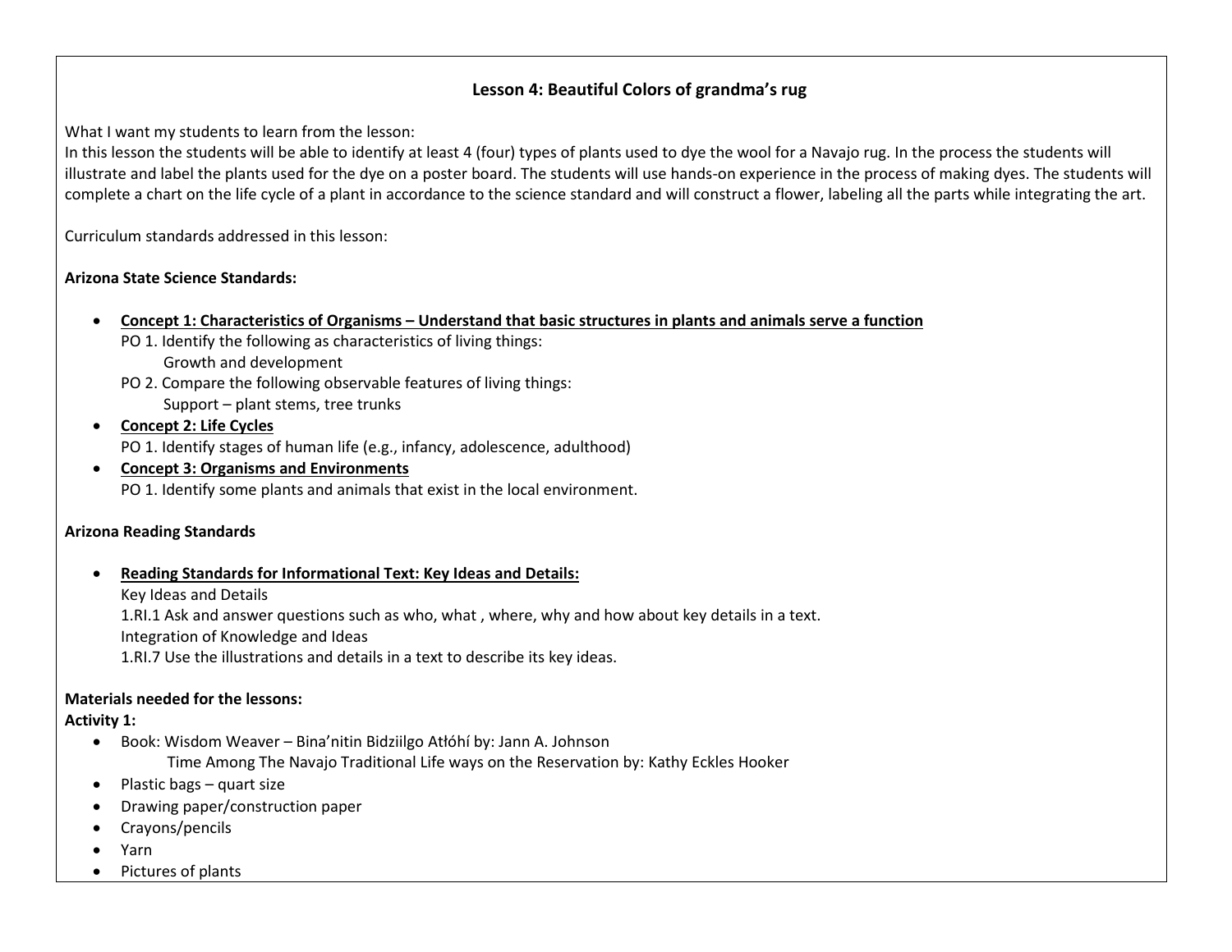## Lesson 4: Beautiful Colors of grandma's rug

What I want my students to learn from the lesson:
In this lesson the students will be able to identify at least 4 (four) types of plants used to dye the wool for a Navajo rug. In the process the students will illustrate and label the plants used for the dye on a poster board. The students will use hands-on experience in the process of making dyes. The students will complete a chart on the life cycle of a plant in accordance to the science standard and will construct a flower, labeling all the parts while integrating the art.

Curriculum standards addressed in this lesson:

**Arizona State Science Standards:**

- **Concept 1: Characteristics of Organisms – Understand that basic structures in plants and animals serve a function**
  PO 1. Identify the following as characteristics of living things:
  Growth and development
  PO 2. Compare the following observable features of living things:
  Support – plant stems, tree trunks
- **Concept 2: Life Cycles**
  PO 1. Identify stages of human life (e.g., infancy, adolescence, adulthood)
- **Concept 3: Organisms and Environments**
  PO 1. Identify some plants and animals that exist in the local environment.

**Arizona Reading Standards**

- **Reading Standards for Informational Text: Key Ideas and Details:**
  Key Ideas and Details
  1.RI.1 Ask and answer questions such as who, what , where, why and how about key details in a text.
  Integration of Knowledge and Ideas
  1.RI.7 Use the illustrations and details in a text to describe its key ideas.

**Materials needed for the lessons:**
**Activity 1:**

- Book: Wisdom Weaver – Bina'nitin Bidziilgo Atłóhí by: Jann A. Johnson
  Time Among The Navajo Traditional Life ways on the Reservation by: Kathy Eckles Hooker
- Plastic bags – quart size
- Drawing paper/construction paper
- Crayons/pencils
- Yarn
- Pictures of plants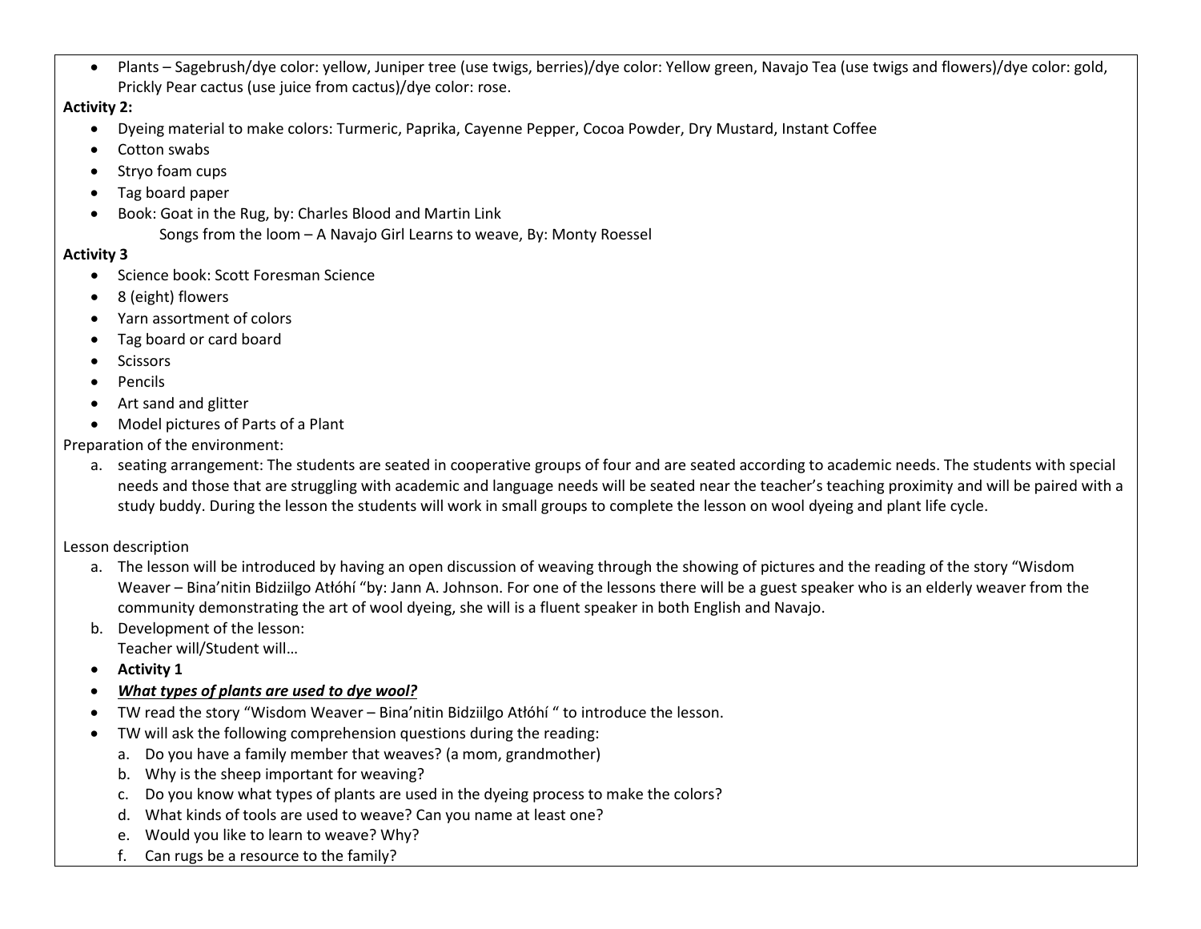- Plants – Sagebrush/dye color: yellow, Juniper tree (use twigs, berries)/dye color: Yellow green, Navajo Tea (use twigs and flowers)/dye color: gold, Prickly Pear cactus (use juice from cactus)/dye color: rose.

**Activity 2:**

- Dyeing material to make colors: Turmeric, Paprika, Cayenne Pepper, Cocoa Powder, Dry Mustard, Instant Coffee
- Cotton swabs
- Stryo foam cups
- Tag board paper
- Book: Goat in the Rug, by: Charles Blood and Martin Link
  Songs from the loom – A Navajo Girl Learns to weave, By: Monty Roessel

**Activity 3**

- Science book: Scott Foresman Science
- 8 (eight) flowers
- Yarn assortment of colors
- Tag board or card board
- Scissors
- Pencils
- Art sand and glitter
- Model pictures of Parts of a Plant

Preparation of the environment:

a. seating arrangement: The students are seated in cooperative groups of four and are seated according to academic needs. The students with special needs and those that are struggling with academic and language needs will be seated near the teacher's teaching proximity and will be paired with a study buddy. During the lesson the students will work in small groups to complete the lesson on wool dyeing and plant life cycle.

Lesson description

a. The lesson will be introduced by having an open discussion of weaving through the showing of pictures and the reading of the story "Wisdom Weaver – Bina'nitin Bidziilgo Atłóhí "by: Jann A. Johnson. For one of the lessons there will be a guest speaker who is an elderly weaver from the community demonstrating the art of wool dyeing, she will is a fluent speaker in both English and Navajo.
b. Development of the lesson:
   Teacher will/Student will…

- **Activity 1**
- ***<u>What types of plants are used to dye wool?</u>***
- TW read the story "Wisdom Weaver – Bina'nitin Bidziilgo Atłóhí " to introduce the lesson.
- TW will ask the following comprehension questions during the reading:
  a. Do you have a family member that weaves? (a mom, grandmother)
  b. Why is the sheep important for weaving?
  c. Do you know what types of plants are used in the dyeing process to make the colors?
  d. What kinds of tools are used to weave? Can you name at least one?
  e. Would you like to learn to weave? Why?
  f. Can rugs be a resource to the family?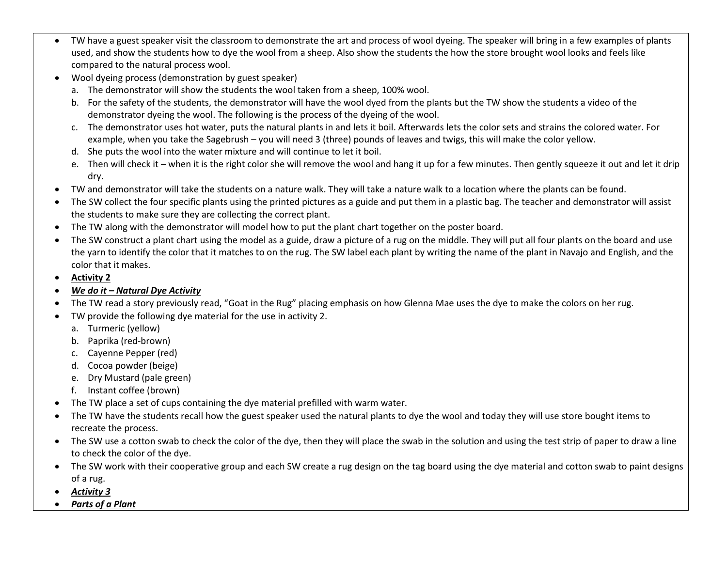- TW have a guest speaker visit the classroom to demonstrate the art and process of wool dyeing. The speaker will bring in a few examples of plants used, and show the students how to dye the wool from a sheep. Also show the students the how the store brought wool looks and feels like compared to the natural process wool.
- Wool dyeing process (demonstration by guest speaker)
  a. The demonstrator will show the students the wool taken from a sheep, 100% wool.
  b. For the safety of the students, the demonstrator will have the wool dyed from the plants but the TW show the students a video of the demonstrator dyeing the wool. The following is the process of the dyeing of the wool.
  c. The demonstrator uses hot water, puts the natural plants in and lets it boil. Afterwards lets the color sets and strains the colored water. For example, when you take the Sagebrush – you will need 3 (three) pounds of leaves and twigs, this will make the color yellow.
  d. She puts the wool into the water mixture and will continue to let it boil.
  e. Then will check it – when it is the right color she will remove the wool and hang it up for a few minutes. Then gently squeeze it out and let it drip dry.
- TW and demonstrator will take the students on a nature walk. They will take a nature walk to a location where the plants can be found.
- The SW collect the four specific plants using the printed pictures as a guide and put them in a plastic bag. The teacher and demonstrator will assist the students to make sure they are collecting the correct plant.
- The TW along with the demonstrator will model how to put the plant chart together on the poster board.
- The SW construct a plant chart using the model as a guide, draw a picture of a rug on the middle. They will put all four plants on the board and use the yarn to identify the color that it matches to on the rug. The SW label each plant by writing the name of the plant in Navajo and English, and the color that it makes.
- **Activity 2**
- ***We do it – Natural Dye Activity***
- The TW read a story previously read, "Goat in the Rug" placing emphasis on how Glenna Mae uses the dye to make the colors on her rug.
- TW provide the following dye material for the use in activity 2.
  a. Turmeric (yellow)
  b. Paprika (red-brown)
  c. Cayenne Pepper (red)
  d. Cocoa powder (beige)
  e. Dry Mustard (pale green)
  f. Instant coffee (brown)
- The TW place a set of cups containing the dye material prefilled with warm water.
- The TW have the students recall how the guest speaker used the natural plants to dye the wool and today they will use store bought items to recreate the process.
- The SW use a cotton swab to check the color of the dye, then they will place the swab in the solution and using the test strip of paper to draw a line to check the color of the dye.
- The SW work with their cooperative group and each SW create a rug design on the tag board using the dye material and cotton swab to paint designs of a rug.
- ***Activity 3***
- ***Parts of a Plant***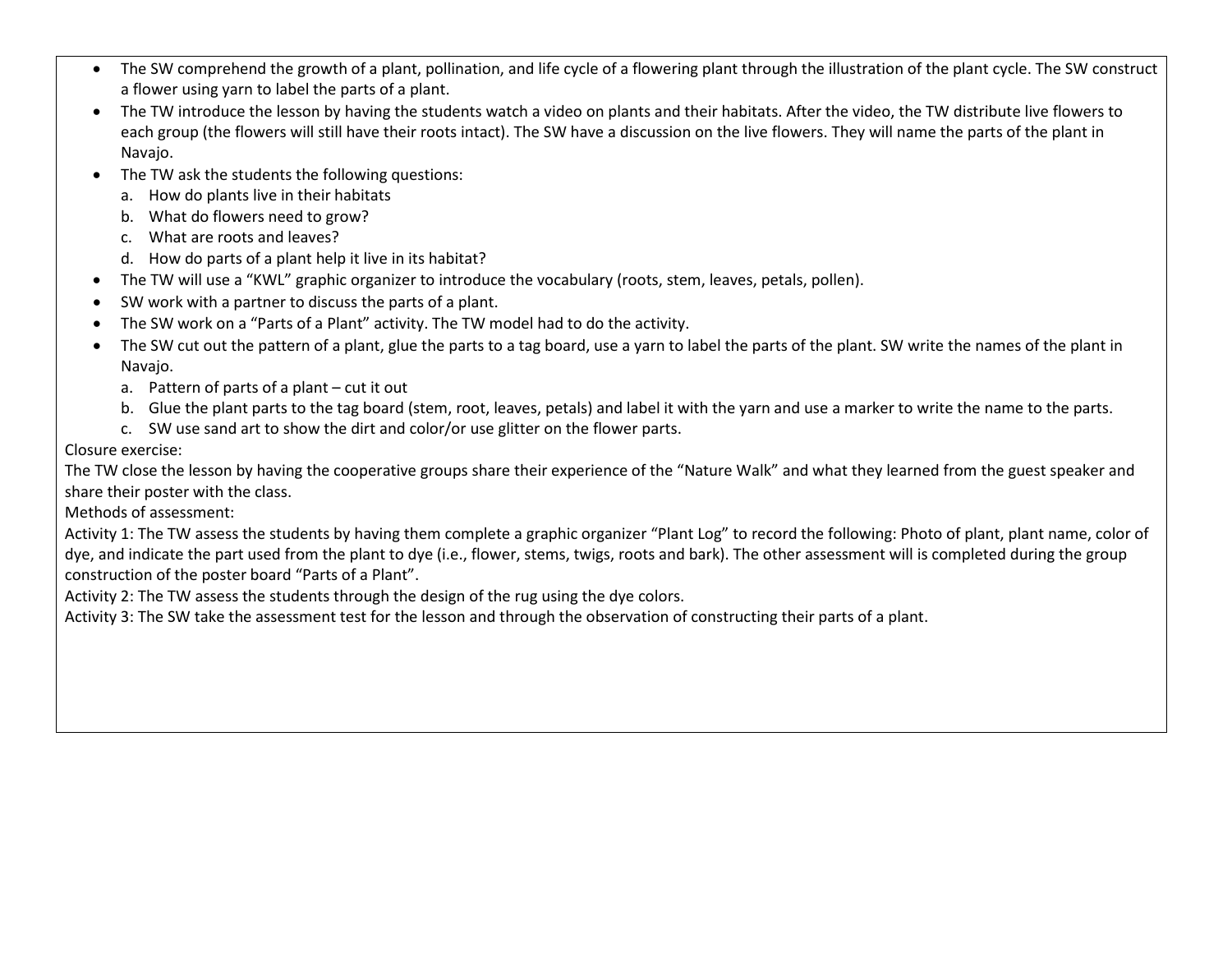- The SW comprehend the growth of a plant, pollination, and life cycle of a flowering plant through the illustration of the plant cycle. The SW construct a flower using yarn to label the parts of a plant.
- The TW introduce the lesson by having the students watch a video on plants and their habitats. After the video, the TW distribute live flowers to each group (the flowers will still have their roots intact). The SW have a discussion on the live flowers. They will name the parts of the plant in Navajo.
- The TW ask the students the following questions:
  a. How do plants live in their habitats
  b. What do flowers need to grow?
  c. What are roots and leaves?
  d. How do parts of a plant help it live in its habitat?
- The TW will use a "KWL" graphic organizer to introduce the vocabulary (roots, stem, leaves, petals, pollen).
- SW work with a partner to discuss the parts of a plant.
- The SW work on a "Parts of a Plant" activity. The TW model had to do the activity.
- The SW cut out the pattern of a plant, glue the parts to a tag board, use a yarn to label the parts of the plant. SW write the names of the plant in Navajo.
  a. Pattern of parts of a plant – cut it out
  b. Glue the plant parts to the tag board (stem, root, leaves, petals) and label it with the yarn and use a marker to write the name to the parts.
  c. SW use sand art to show the dirt and color/or use glitter on the flower parts.

Closure exercise:

The TW close the lesson by having the cooperative groups share their experience of the "Nature Walk" and what they learned from the guest speaker and share their poster with the class.

Methods of assessment:

Activity 1: The TW assess the students by having them complete a graphic organizer "Plant Log" to record the following: Photo of plant, plant name, color of dye, and indicate the part used from the plant to dye (i.e., flower, stems, twigs, roots and bark). The other assessment will is completed during the group construction of the poster board "Parts of a Plant".

Activity 2: The TW assess the students through the design of the rug using the dye colors.

Activity 3: The SW take the assessment test for the lesson and through the observation of constructing their parts of a plant.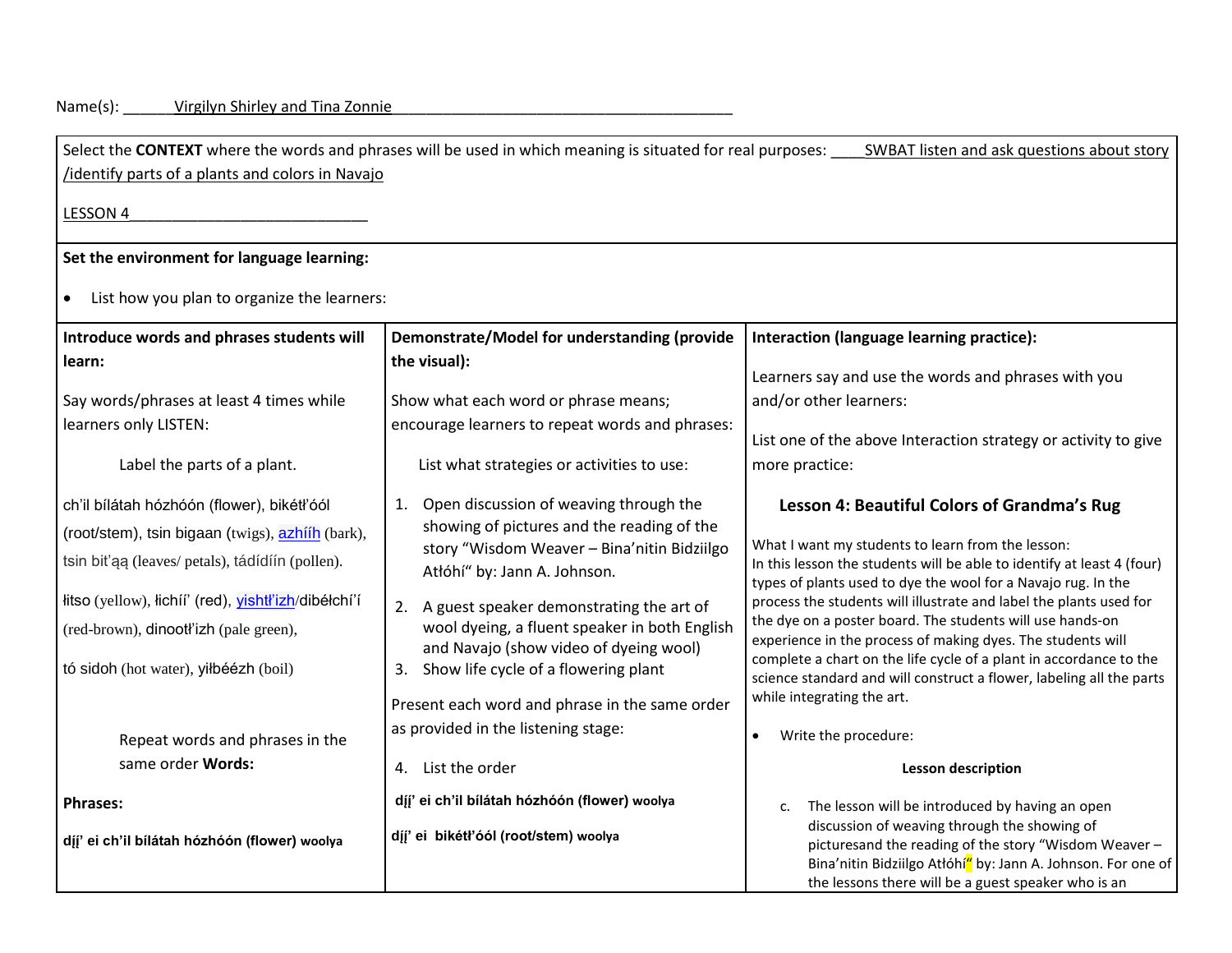Name(s): Virgilyn Shirley and Tina Zonnie

Select the **CONTEXT** where the words and phrases will be used in which meaning is situated for real purposes: SWBAT listen and ask questions about story /identify parts of a plants and colors in Navajo

LESSON 4

**Set the environment for language learning:**

- List how you plan to organize the learners:

| **Introduce words and phrases students will learn:** | **Demonstrate/Model for understanding (provide the visual):** | **Interaction (language learning practice):** |
|---|---|---|
| Say words/phrases at least 4 times while learners only LISTEN:<br><br>Label the parts of a plant.<br><br>ch'il bílátah hózhóón (flower), bikétł'óól (root/stem), tsin bigaan (twigs), azhííh (bark), tsin bit'ąą (leaves/ petals), tádídíín (pollen).<br><br>łitso (yellow), łichíí' (red), yishtł'izh/dibéłchí'í (red-brown), dinootł'izh (pale green),<br><br>tó sidoh (hot water), yiłbéézh (boil)<br><br>Repeat words and phrases in the same order **Words:**<br><br>**Phrases:**<br><br>**dį́į' ei ch'il bílátah hózhóón (flower) woolya** | Show what each word or phrase means; encourage learners to repeat words and phrases:<br><br>List what strategies or activities to use:<br><br>1. Open discussion of weaving through the showing of pictures and the reading of the story "Wisdom Weaver – Bina'nitin Bidziilgo Atłóhí" by: Jann A. Johnson.<br>2. A guest speaker demonstrating the art of wool dyeing, a fluent speaker in both English and Navajo (show video of dyeing wool)<br>3. Show life cycle of a flowering plant<br><br>Present each word and phrase in the same order as provided in the listening stage:<br><br>4. List the order<br><br>**dį́į' ei ch'il bílátah hózhóón (flower) woolya**<br><br>**dį́į' ei bikétł'óól (root/stem) woolya** | Learners say and use the words and phrases with you and/or other learners:<br><br>List one of the above Interaction strategy or activity to give more practice:<br><br>**Lesson 4: Beautiful Colors of Grandma's Rug**<br><br>What I want my students to learn from the lesson:<br>In this lesson the students will be able to identify at least 4 (four) types of plants used to dye the wool for a Navajo rug. In the process the students will illustrate and label the plants used for the dye on a poster board. The students will use hands-on experience in the process of making dyes. The students will complete a chart on the life cycle of a plant in accordance to the science standard and will construct a flower, labeling all the parts while integrating the art.<br><br>- Write the procedure:<br><br>**Lesson description**<br><br>c. The lesson will be introduced by having an open discussion of weaving through the showing of picturesand the reading of the story "Wisdom Weaver – Bina'nitin Bidziilgo Atłóhí" by: Jann A. Johnson. For one of the lessons there will be a guest speaker who is an |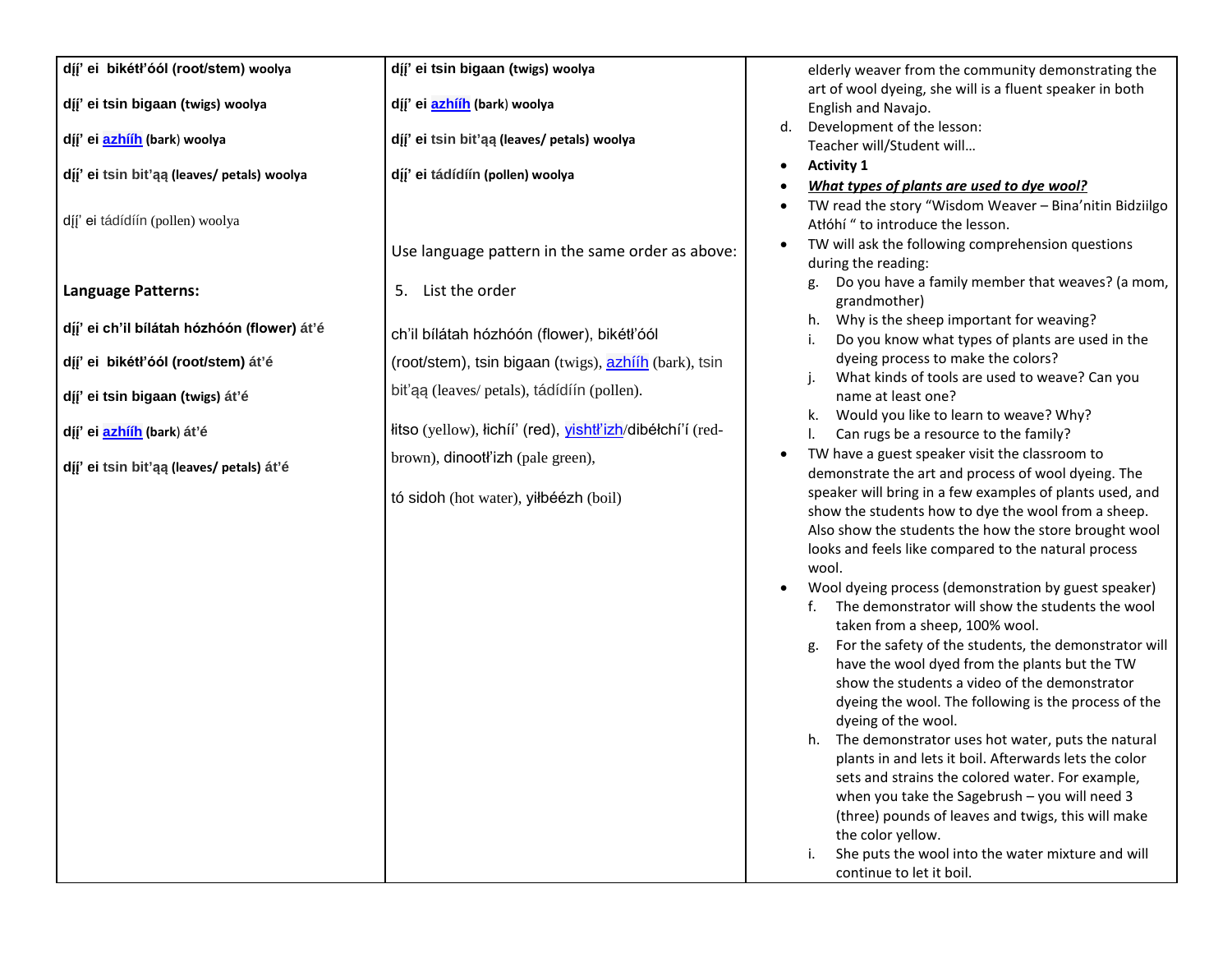| | | |
|---|---|---|
| **dį́į’ ei bikétł’óól (root/stem) woolya**<br><br>**dį́į’ ei tsin bigaan (twigs) woolya**<br><br>**dį́į’ ei azhííh (bark) woolya**<br><br>**dį́į’ ei tsin bit’ąą (leaves/ petals) woolya**<br><br>dį́į’ ei tádídíín (pollen) woolya<br><br>**Language Patterns:**<br><br>**dį́į’ ei ch’il bílátah hózhóón (flower) át’é**<br><br>**dį́į’ ei bikétł’óól (root/stem) át’é**<br><br>**dį́į’ ei tsin bigaan (twigs) át’é**<br><br>**dį́į’ ei azhííh (bark) át’é**<br><br>**dį́į’ ei tsin bit’ąą (leaves/ petals) át’é** | **dį́į’ ei tsin bigaan (twigs) woolya**<br><br>**dį́į’ ei azhííh (bark) woolya**<br><br>**dį́į’ ei tsin bit’ąą (leaves/ petals) woolya**<br><br>**dį́į’ ei tádídíín (pollen) woolya**<br><br>Use language pattern in the same order as above:<br><br>5. List the order<br><br>ch’il bílátah hózhóón (flower), bikétł’óól (root/stem), tsin bigaan (twigs), azhííh (bark), tsin bit’ąą (leaves/ petals), tádídíín (pollen).<br><br>łitso (yellow), łichíí’ (red), yishtł’izh/dibéłchí’í (red-brown), dinootł’izh (pale green),<br><br>tó sidoh (hot water), yiłbéézh (boil) | elderly weaver from the community demonstrating the art of wool dyeing, she will is a fluent speaker in both English and Navajo.<br>d. Development of the lesson: Teacher will/Student will…<br>• **Activity 1**<br>• ***What types of plants are used to dye wool?***<br>• TW read the story “Wisdom Weaver – Bina’nitin Bidziilgo Atłóhí “ to introduce the lesson.<br>• TW will ask the following comprehension questions during the reading:<br>g. Do you have a family member that weaves? (a mom, grandmother)<br>h. Why is the sheep important for weaving?<br>i. Do you know what types of plants are used in the dyeing process to make the colors?<br>j. What kinds of tools are used to weave? Can you name at least one?<br>k. Would you like to learn to weave? Why?<br>l. Can rugs be a resource to the family?<br>• TW have a guest speaker visit the classroom to demonstrate the art and process of wool dyeing. The speaker will bring in a few examples of plants used, and show the students how to dye the wool from a sheep. Also show the students the how the store brought wool looks and feels like compared to the natural process wool.<br>• Wool dyeing process (demonstration by guest speaker)<br>f. The demonstrator will show the students the wool taken from a sheep, 100% wool.<br>g. For the safety of the students, the demonstrator will have the wool dyed from the plants but the TW show the students a video of the demonstrator dyeing the wool. The following is the process of the dyeing of the wool.<br>h. The demonstrator uses hot water, puts the natural plants in and lets it boil. Afterwards lets the color sets and strains the colored water. For example, when you take the Sagebrush – you will need 3 (three) pounds of leaves and twigs, this will make the color yellow.<br>i. She puts the wool into the water mixture and will continue to let it boil. |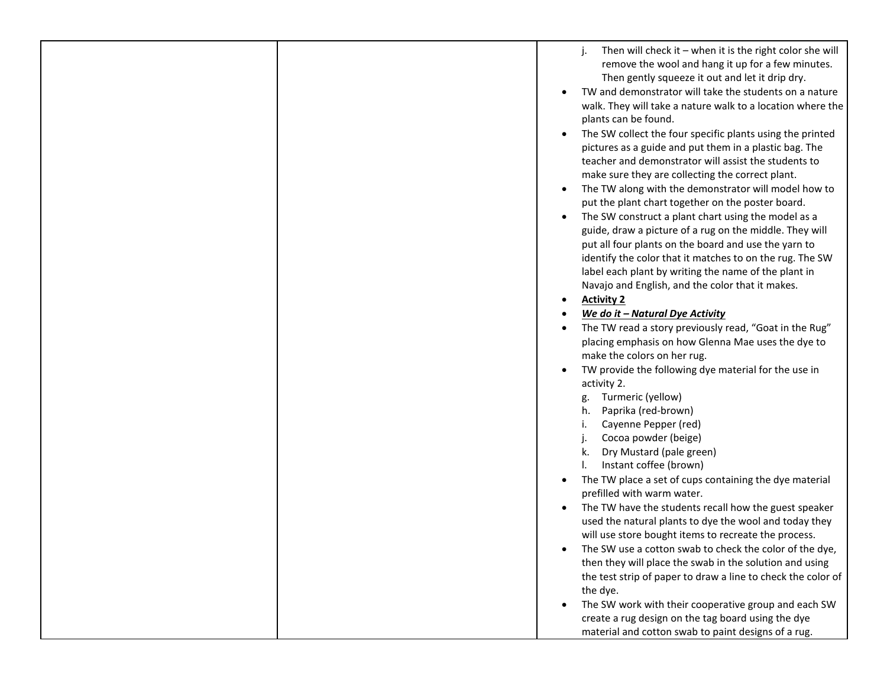| | | j. Then will check it – when it is the right color she will remove the wool and hang it up for a few minutes. Then gently squeeze it out and let it drip dry.<br>• TW and demonstrator will take the students on a nature walk. They will take a nature walk to a location where the plants can be found.<br>• The SW collect the four specific plants using the printed pictures as a guide and put them in a plastic bag. The teacher and demonstrator will assist the students to make sure they are collecting the correct plant.<br>• The TW along with the demonstrator will model how to put the plant chart together on the poster board.<br>• The SW construct a plant chart using the model as a guide, draw a picture of a rug on the middle. They will put all four plants on the board and use the yarn to identify the color that it matches to on the rug. The SW label each plant by writing the name of the plant in Navajo and English, and the color that it makes.<br>• **<u>Activity 2</u>**<br>• ***<u>We do it – Natural Dye Activity</u>***<br>• The TW read a story previously read, "Goat in the Rug" placing emphasis on how Glenna Mae uses the dye to make the colors on her rug.<br>• TW provide the following dye material for the use in activity 2.<br>g. Turmeric (yellow)<br>h. Paprika (red-brown)<br>i. Cayenne Pepper (red)<br>j. Cocoa powder (beige)<br>k. Dry Mustard (pale green)<br>l. Instant coffee (brown)<br>• The TW place a set of cups containing the dye material prefilled with warm water.<br>• The TW have the students recall how the guest speaker used the natural plants to dye the wool and today they will use store bought items to recreate the process.<br>• The SW use a cotton swab to check the color of the dye, then they will place the swab in the solution and using the test strip of paper to draw a line to check the color of the dye.<br>• The SW work with their cooperative group and each SW create a rug design on the tag board using the dye material and cotton swab to paint designs of a rug. |
|---|---|---|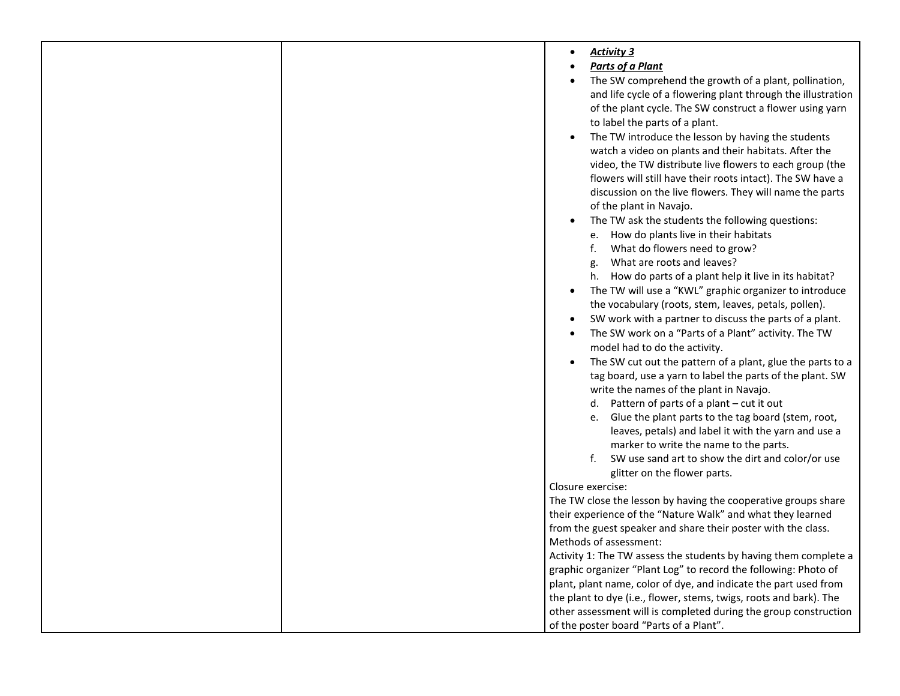| | | <ul><li>***Activity 3***</li><li>***Parts of a Plant***</li><li>The SW comprehend the growth of a plant, pollination, and life cycle of a flowering plant through the illustration of the plant cycle. The SW construct a flower using yarn to label the parts of a plant.</li><li>The TW introduce the lesson by having the students watch a video on plants and their habitats. After the video, the TW distribute live flowers to each group (the flowers will still have their roots intact). The SW have a discussion on the live flowers. They will name the parts of the plant in Navajo.</li><li>The TW ask the students the following questions:<br>e. How do plants live in their habitats<br>f. What do flowers need to grow?<br>g. What are roots and leaves?<br>h. How do parts of a plant help it live in its habitat?</li><li>The TW will use a "KWL" graphic organizer to introduce the vocabulary (roots, stem, leaves, petals, pollen).</li><li>SW work with a partner to discuss the parts of a plant.</li><li>The SW work on a "Parts of a Plant" activity. The TW model had to do the activity.</li><li>The SW cut out the pattern of a plant, glue the parts to a tag board, use a yarn to label the parts of the plant. SW write the names of the plant in Navajo.<br>d. Pattern of parts of a plant – cut it out<br>e. Glue the plant parts to the tag board (stem, root, leaves, petals) and label it with the yarn and use a marker to write the name to the parts.<br>f. SW use sand art to show the dirt and color/or use glitter on the flower parts.</li></ul>Closure exercise:<br>The TW close the lesson by having the cooperative groups share their experience of the "Nature Walk" and what they learned from the guest speaker and share their poster with the class.<br>Methods of assessment:<br>Activity 1: The TW assess the students by having them complete a graphic organizer "Plant Log" to record the following: Photo of plant, plant name, color of dye, and indicate the part used from the plant to dye (i.e., flower, stems, twigs, roots and bark). The other assessment will is completed during the group construction of the poster board "Parts of a Plant". |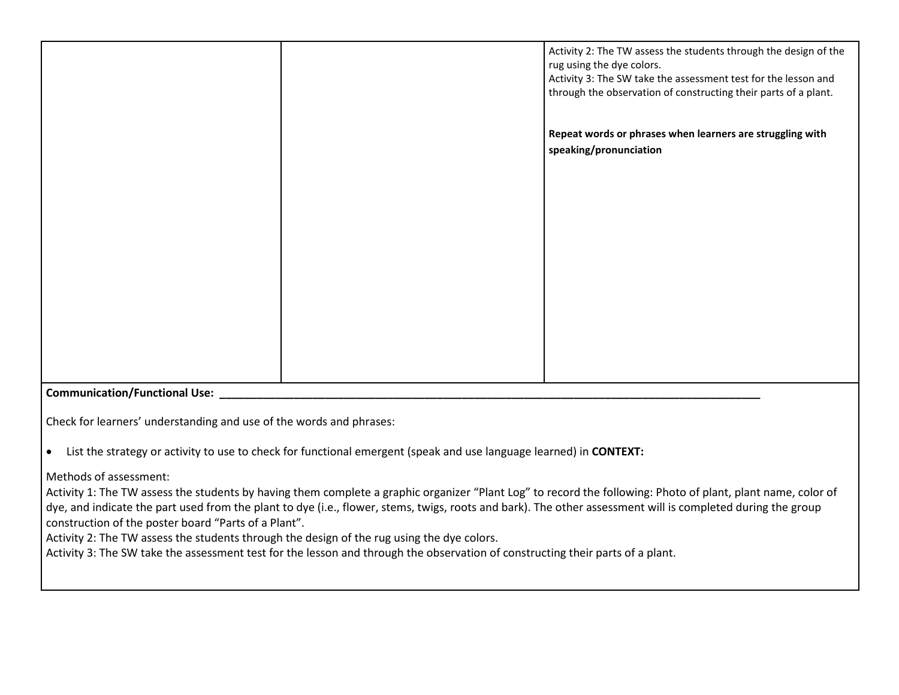| | | |
|---|---|---|
| | | Activity 2: The TW assess the students through the design of the rug using the dye colors.<br>Activity 3: The SW take the assessment test for the lesson and through the observation of constructing their parts of a plant.<br><br>**Repeat words or phrases when learners are struggling with speaking/pronunciation** |

**Communication/Functional Use: ___________________________________________________________________________________________**

Check for learners' understanding and use of the words and phrases:

- List the strategy or activity to use to check for functional emergent (speak and use language learned) in **CONTEXT:**

Methods of assessment:
Activity 1: The TW assess the students by having them complete a graphic organizer "Plant Log" to record the following: Photo of plant, plant name, color of dye, and indicate the part used from the plant to dye (i.e., flower, stems, twigs, roots and bark). The other assessment will is completed during the group construction of the poster board "Parts of a Plant".
Activity 2: The TW assess the students through the design of the rug using the dye colors.
Activity 3: The SW take the assessment test for the lesson and through the observation of constructing their parts of a plant.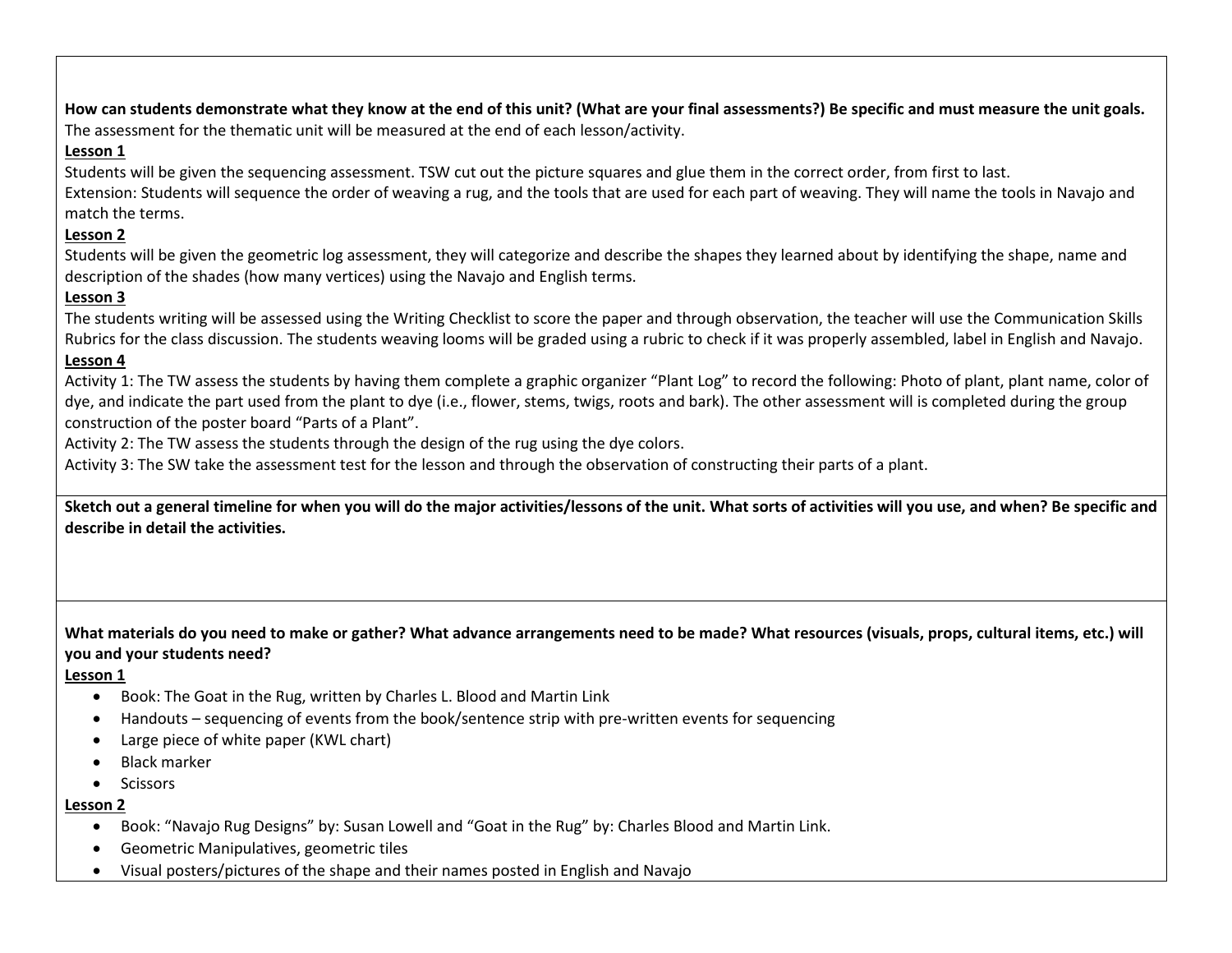**How can students demonstrate what they know at the end of this unit? (What are your final assessments?) Be specific and must measure the unit goals.**
The assessment for the thematic unit will be measured at the end of each lesson/activity.

**Lesson 1**

Students will be given the sequencing assessment. TSW cut out the picture squares and glue them in the correct order, from first to last.
Extension: Students will sequence the order of weaving a rug, and the tools that are used for each part of weaving. They will name the tools in Navajo and match the terms.

**Lesson 2**

Students will be given the geometric log assessment, they will categorize and describe the shapes they learned about by identifying the shape, name and description of the shades (how many vertices) using the Navajo and English terms.

**Lesson 3**

The students writing will be assessed using the Writing Checklist to score the paper and through observation, the teacher will use the Communication Skills Rubrics for the class discussion. The students weaving looms will be graded using a rubric to check if it was properly assembled, label in English and Navajo.

**Lesson 4**

Activity 1: The TW assess the students by having them complete a graphic organizer "Plant Log" to record the following: Photo of plant, plant name, color of dye, and indicate the part used from the plant to dye (i.e., flower, stems, twigs, roots and bark). The other assessment will is completed during the group construction of the poster board "Parts of a Plant".
Activity 2: The TW assess the students through the design of the rug using the dye colors.
Activity 3: The SW take the assessment test for the lesson and through the observation of constructing their parts of a plant.

**Sketch out a general timeline for when you will do the major activities/lessons of the unit. What sorts of activities will you use, and when? Be specific and describe in detail the activities.**

**What materials do you need to make or gather? What advance arrangements need to be made? What resources (visuals, props, cultural items, etc.) will you and your students need?**

**Lesson 1**

- Book: The Goat in the Rug, written by Charles L. Blood and Martin Link
- Handouts – sequencing of events from the book/sentence strip with pre-written events for sequencing
- Large piece of white paper (KWL chart)
- Black marker
- Scissors

**Lesson 2**

- Book: "Navajo Rug Designs" by: Susan Lowell and "Goat in the Rug" by: Charles Blood and Martin Link.
- Geometric Manipulatives, geometric tiles
- Visual posters/pictures of the shape and their names posted in English and Navajo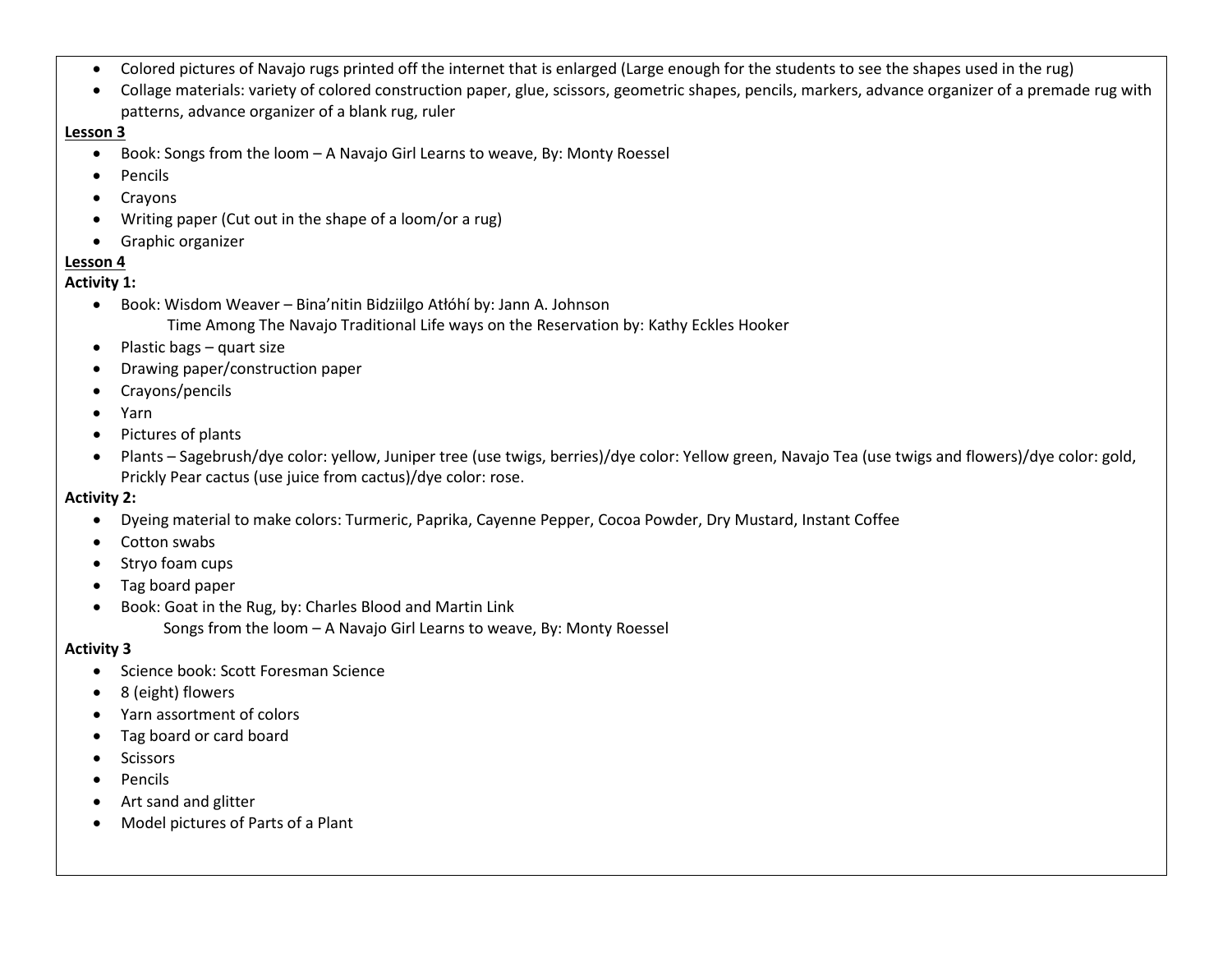- Colored pictures of Navajo rugs printed off the internet that is enlarged (Large enough for the students to see the shapes used in the rug)
- Collage materials: variety of colored construction paper, glue, scissors, geometric shapes, pencils, markers, advance organizer of a premade rug with patterns, advance organizer of a blank rug, ruler

**Lesson 3**

- Book: Songs from the loom – A Navajo Girl Learns to weave, By: Monty Roessel
- Pencils
- Crayons
- Writing paper (Cut out in the shape of a loom/or a rug)
- Graphic organizer

**Lesson 4**

**Activity 1:**

- Book: Wisdom Weaver – Bina'nitin Bidziilgo Atłóhí by: Jann A. Johnson
  Time Among The Navajo Traditional Life ways on the Reservation by: Kathy Eckles Hooker
- Plastic bags – quart size
- Drawing paper/construction paper
- Crayons/pencils
- Yarn
- Pictures of plants
- Plants – Sagebrush/dye color: yellow, Juniper tree (use twigs, berries)/dye color: Yellow green, Navajo Tea (use twigs and flowers)/dye color: gold, Prickly Pear cactus (use juice from cactus)/dye color: rose.

**Activity 2:**

- Dyeing material to make colors: Turmeric, Paprika, Cayenne Pepper, Cocoa Powder, Dry Mustard, Instant Coffee
- Cotton swabs
- Stryo foam cups
- Tag board paper
- Book: Goat in the Rug, by: Charles Blood and Martin Link
  Songs from the loom – A Navajo Girl Learns to weave, By: Monty Roessel

**Activity 3**

- Science book: Scott Foresman Science
- 8 (eight) flowers
- Yarn assortment of colors
- Tag board or card board
- Scissors
- Pencils
- Art sand and glitter
- Model pictures of Parts of a Plant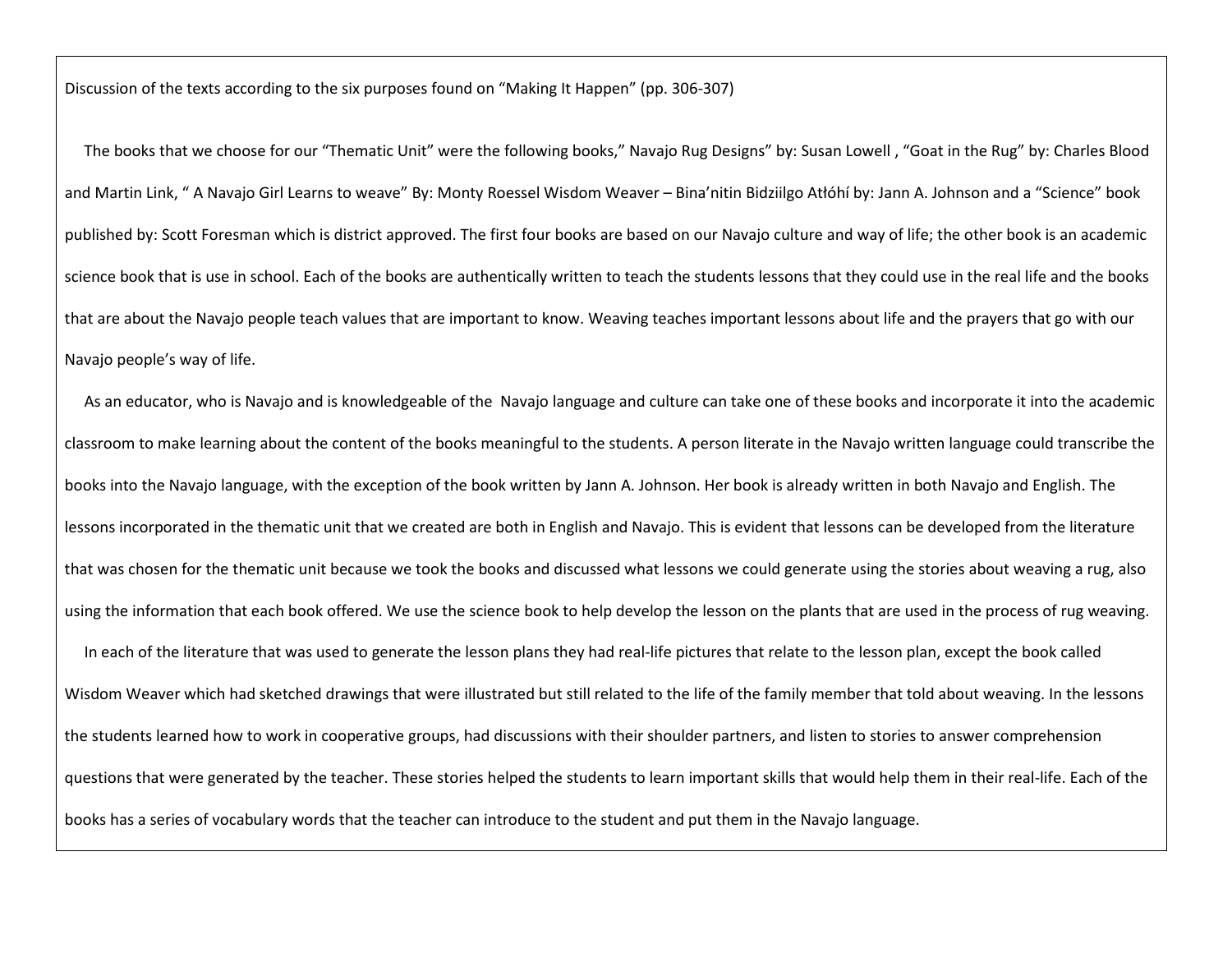Discussion of the texts according to the six purposes found on "Making It Happen" (pp. 306-307)

The books that we choose for our "Thematic Unit" were the following books," Navajo Rug Designs" by: Susan Lowell , "Goat in the Rug" by: Charles Blood and Martin Link, " A Navajo Girl Learns to weave" By: Monty Roessel Wisdom Weaver – Bina'nitin Bidziilgo Atłóhí by: Jann A. Johnson and a "Science" book published by: Scott Foresman which is district approved. The first four books are based on our Navajo culture and way of life; the other book is an academic science book that is use in school. Each of the books are authentically written to teach the students lessons that they could use in the real life and the books that are about the Navajo people teach values that are important to know. Weaving teaches important lessons about life and the prayers that go with our Navajo people's way of life.

As an educator, who is Navajo and is knowledgeable of the Navajo language and culture can take one of these books and incorporate it into the academic classroom to make learning about the content of the books meaningful to the students. A person literate in the Navajo written language could transcribe the books into the Navajo language, with the exception of the book written by Jann A. Johnson. Her book is already written in both Navajo and English. The lessons incorporated in the thematic unit that we created are both in English and Navajo. This is evident that lessons can be developed from the literature that was chosen for the thematic unit because we took the books and discussed what lessons we could generate using the stories about weaving a rug, also using the information that each book offered. We use the science book to help develop the lesson on the plants that are used in the process of rug weaving.

In each of the literature that was used to generate the lesson plans they had real-life pictures that relate to the lesson plan, except the book called Wisdom Weaver which had sketched drawings that were illustrated but still related to the life of the family member that told about weaving. In the lessons the students learned how to work in cooperative groups, had discussions with their shoulder partners, and listen to stories to answer comprehension questions that were generated by the teacher. These stories helped the students to learn important skills that would help them in their real-life. Each of the books has a series of vocabulary words that the teacher can introduce to the student and put them in the Navajo language.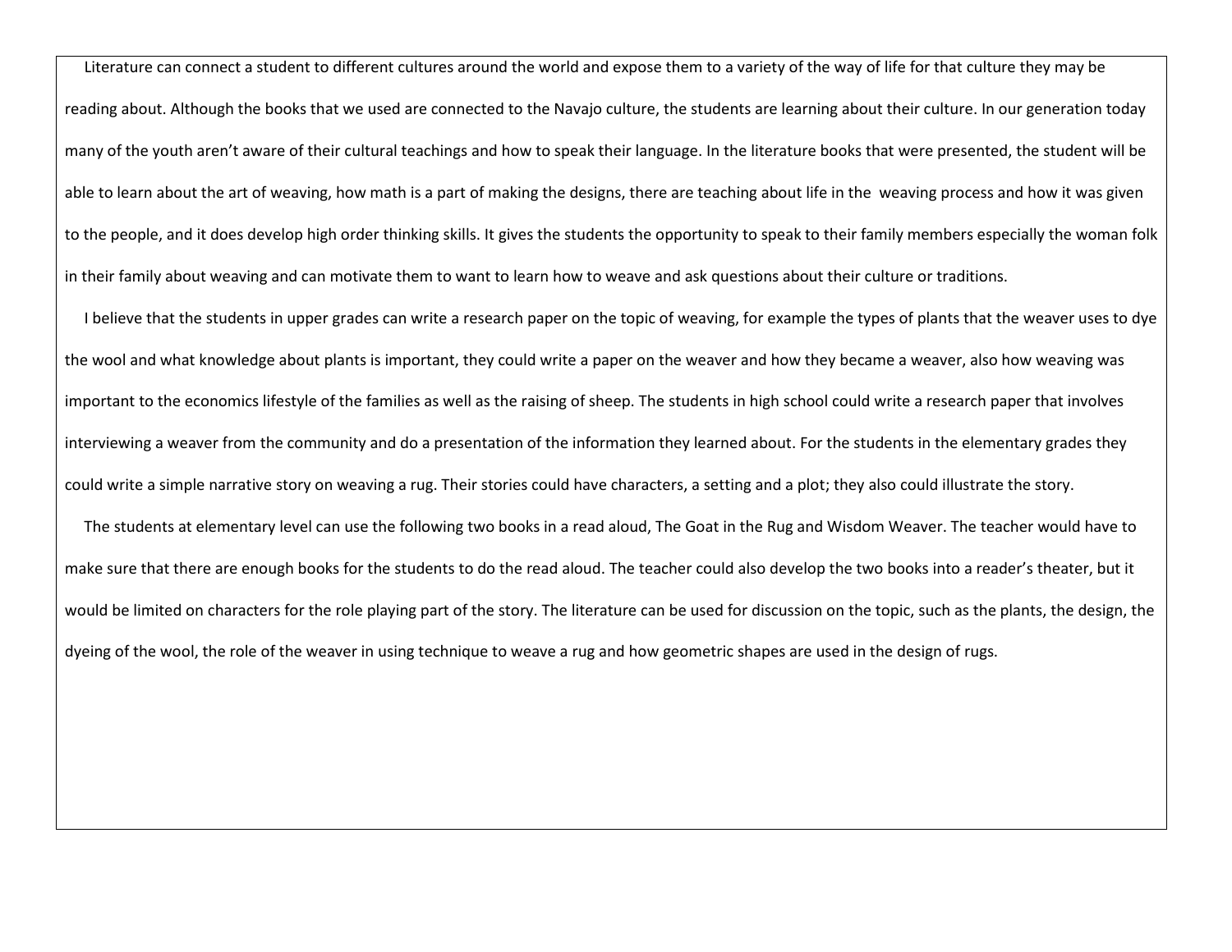Literature can connect a student to different cultures around the world and expose them to a variety of the way of life for that culture they may be reading about. Although the books that we used are connected to the Navajo culture, the students are learning about their culture. In our generation today many of the youth aren't aware of their cultural teachings and how to speak their language. In the literature books that were presented, the student will be able to learn about the art of weaving, how math is a part of making the designs, there are teaching about life in the weaving process and how it was given to the people, and it does develop high order thinking skills. It gives the students the opportunity to speak to their family members especially the woman folk in their family about weaving and can motivate them to want to learn how to weave and ask questions about their culture or traditions.

I believe that the students in upper grades can write a research paper on the topic of weaving, for example the types of plants that the weaver uses to dye the wool and what knowledge about plants is important, they could write a paper on the weaver and how they became a weaver, also how weaving was important to the economics lifestyle of the families as well as the raising of sheep. The students in high school could write a research paper that involves interviewing a weaver from the community and do a presentation of the information they learned about. For the students in the elementary grades they could write a simple narrative story on weaving a rug. Their stories could have characters, a setting and a plot; they also could illustrate the story.

The students at elementary level can use the following two books in a read aloud, The Goat in the Rug and Wisdom Weaver. The teacher would have to make sure that there are enough books for the students to do the read aloud. The teacher could also develop the two books into a reader's theater, but it would be limited on characters for the role playing part of the story. The literature can be used for discussion on the topic, such as the plants, the design, the dyeing of the wool, the role of the weaver in using technique to weave a rug and how geometric shapes are used in the design of rugs.